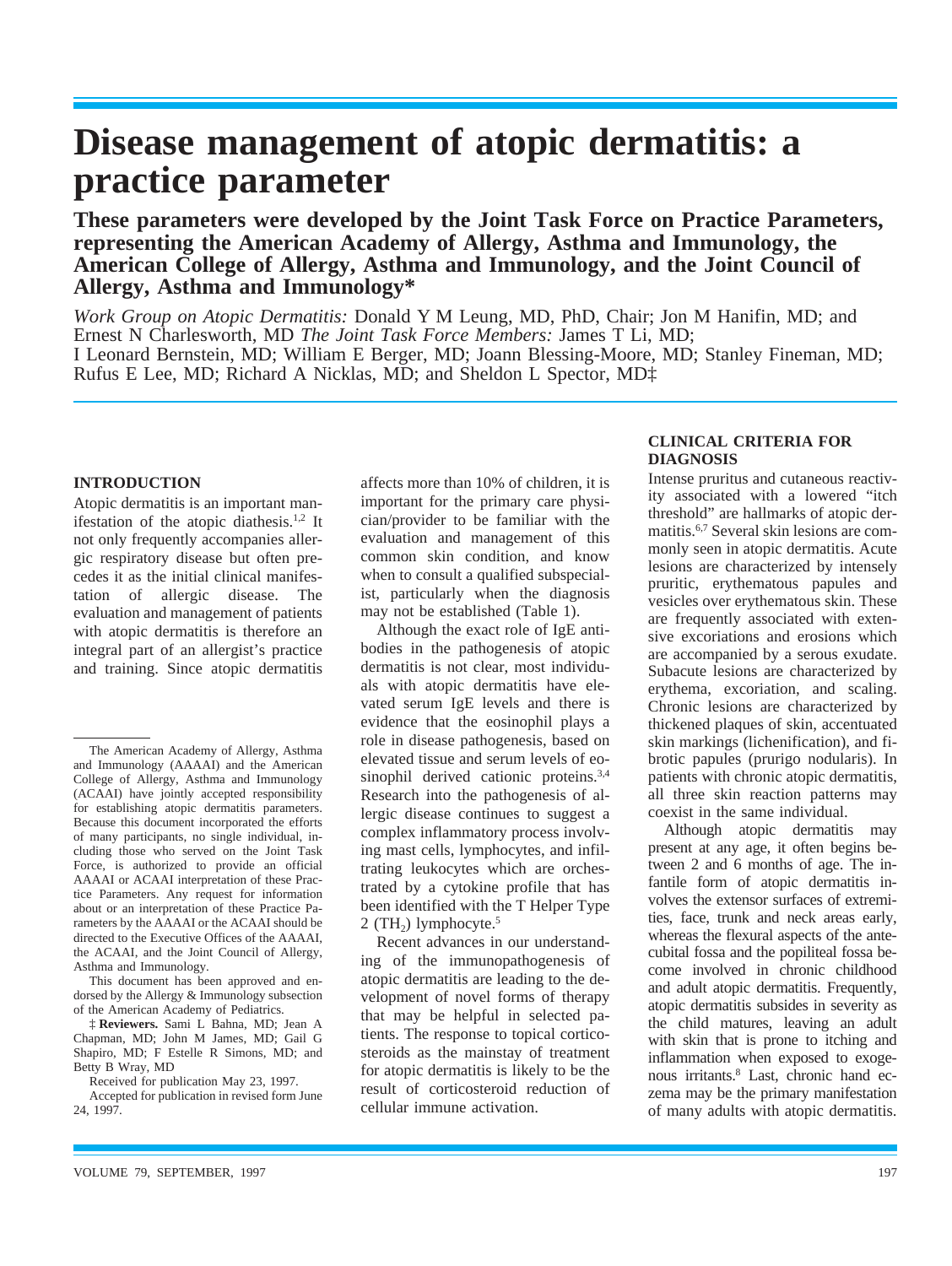# Disease management of atopic dermatitis: a practice parameter

## These parameters were developed by the Joint Task Force on Practice Parameters, representing the American Academy of Allergy, Asthma and Immunology, the American College of Allergy, Asthma and Immunology, and the Joint Council of Allergy, Asthma and Immunology*

*Work Group on Atopic Dermatitis:* Donald Y M Leung, MD, PhD, Chair; Jon M Hanifin, MD; and Ernest N Charlesworth, MD *The Joint Task Force Members:* James T Li, MD; I Leonard Bernstein, MD; William E Berger, MD; Joann Blessing-Moore, MD; Stanley Fineman, MD; Rufus E Lee, MD; Richard A Nicklas, MD; and Sheldon L Spector, MD‡

### INTRODUCTION

Atopic dermatitis is an important manifestation of the atopic diathesis.[1,2] It not only frequently accompanies allergic respiratory disease but often precedes it as the initial clinical manifestation of allergic disease. The evaluation and management of patients with atopic dermatitis is therefore an integral part of an allergist's practice and training. Since atopic dermatitis affects more than 10% of children, it is important for the primary care physician/provider to be familiar with the evaluation and management of this common skin condition, and know when to consult a qualified subspecialist, particularly when the diagnosis may not be established (Table 1).

Although the exact role of IgE antibodies in the pathogenesis of atopic dermatitis is not clear, most individuals with atopic dermatitis have elevated serum IgE levels and there is evidence that the eosinophil plays a role in disease pathogenesis, based on elevated tissue and serum levels of eosinophil derived cationic proteins.[3,4] Research into the pathogenesis of allergic disease continues to suggest a complex inflammatory process involving mast cells, lymphocytes, and infiltrating leukocytes which are orchestrated by a cytokine profile that has been identified with the T Helper Type 2 ($TH_2$) lymphocyte.[5]

Recent advances in our understanding of the immunopathogenesis of atopic dermatitis are leading to the development of novel forms of therapy that may be helpful in selected patients. The response to topical corticosteroids as the mainstay of treatment for atopic dermatitis is likely to be the result of corticosteroid reduction of cellular immune activation.

### CLINICAL CRITERIA FOR DIAGNOSIS

Intense pruritus and cutaneous reactivity associated with a lowered "itch threshold" are hallmarks of atopic dermatitis.[6,7] Several skin lesions are commonly seen in atopic dermatitis. Acute lesions are characterized by intensely pruritic, erythematous papules and vesicles over erythematous skin. These are frequently associated with extensive excoriations and erosions which are accompanied by a serous exudate. Subacute lesions are characterized by erythema, excoriation, and scaling. Chronic lesions are characterized by thickened plaques of skin, accentuated skin markings (lichenification), and fibrotic papules (prurigo nodularis). In patients with chronic atopic dermatitis, all three skin reaction patterns may coexist in the same individual.

Although atopic dermatitis may present at any age, it often begins between 2 and 6 months of age. The infantile form of atopic dermatitis involves the extensor surfaces of extremities, face, trunk and neck areas early, whereas the flexural aspects of the antecubital fossa and the popliteal fossa become involved in chronic childhood and adult atopic dermatitis. Frequently, atopic dermatitis subsides in severity as the child matures, leaving an adult with skin that is prone to itching and inflammation when exposed to exogenous irritants.[8] Last, chronic hand eczema may be the primary manifestation of many adults with atopic dermatitis.

---

The American Academy of Allergy, Asthma and Immunology (AAAAI) and the American College of Allergy, Asthma and Immunology (ACAAI) have jointly accepted responsibility for establishing atopic dermatitis parameters. Because this document incorporated the efforts of many participants, no single individual, including those who served on the Joint Task Force, is authorized to provide an official AAAAI or ACAAI interpretation of these Practice Parameters. Any request for information about or an interpretation of these Practice Parameters by the AAAAI or the ACAAI should be directed to the Executive Offices of the AAAAI, the ACAAI, and the Joint Council of Allergy, Asthma and Immunology.

This document has been approved and endorsed by the Allergy & Immunology subsection of the American Academy of Pediatrics.

‡ **Reviewers.** Sami L Bahna, MD; Jean A Chapman, MD; John M James, MD; Gail G Shapiro, MD; F Estelle R Simons, MD; and Betty B Wray, MD

Received for publication May 23, 1997.

Accepted for publication in revised form June 24, 1997.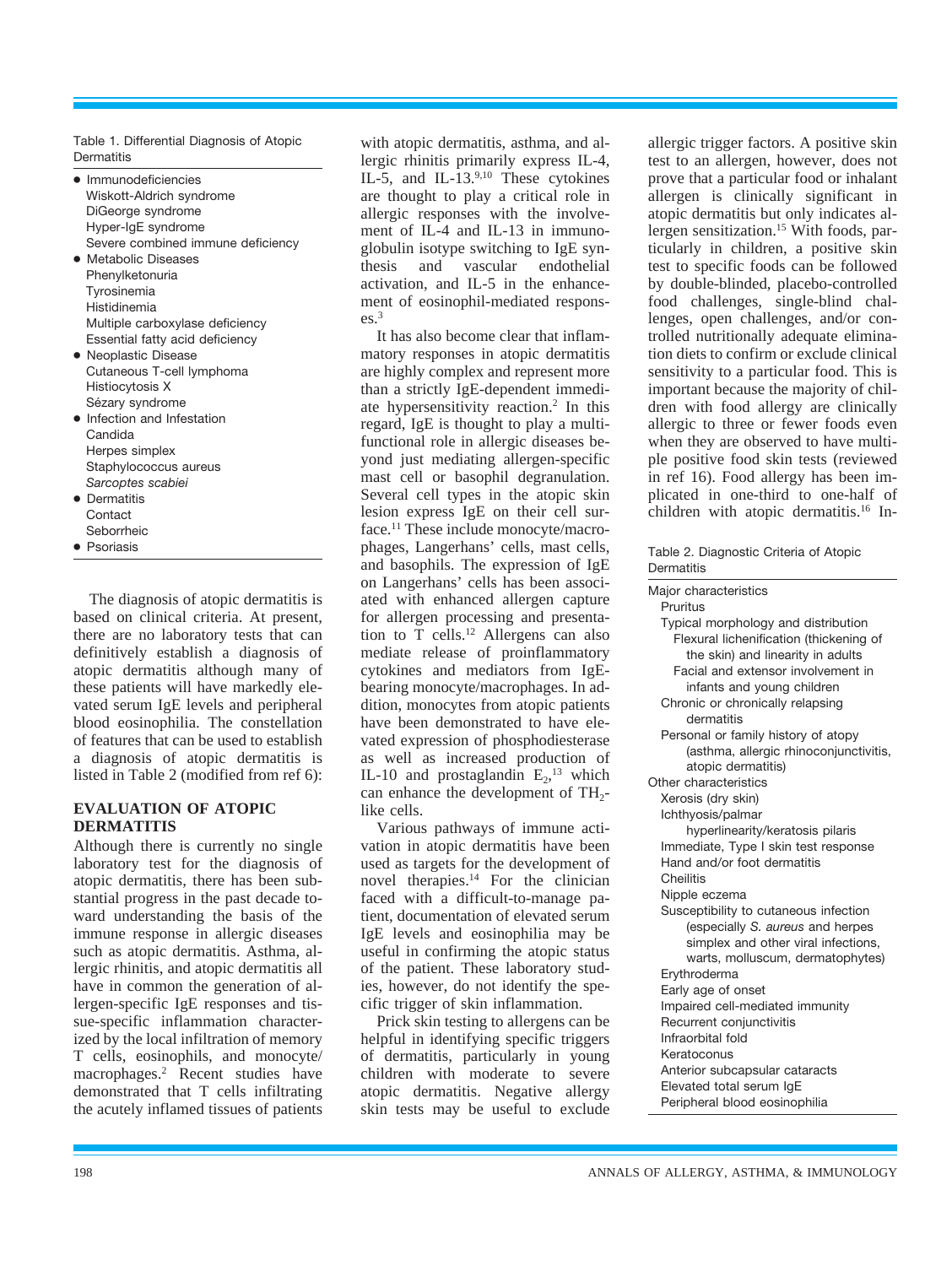Table 1. Differential Diagnosis of Atopic Dermatitis

- Immunodeficiencies
  - Wiskott-Aldrich syndrome
  - DiGeorge syndrome
  - Hyper-IgE syndrome
  - Severe combined immune deficiency
- Metabolic Diseases
  - Phenylketonuria
  - Tyrosinemia
  - Histidinemia
  - Multiple carboxylase deficiency
  - Essential fatty acid deficiency
- Neoplastic Disease
  - Cutaneous T-cell lymphoma
  - Histiocytosis X
  - Sézary syndrome
- Infection and Infestation
  - Candida
  - Herpes simplex
  - Staphylococcus aureus
  - *Sarcoptes scabiei*
- Dermatitis
  - Contact
  - Seborrheic
- Psoriasis

The diagnosis of atopic dermatitis is based on clinical criteria. At present, there are no laboratory tests that can definitively establish a diagnosis of atopic dermatitis although many of these patients will have markedly elevated serum IgE levels and peripheral blood eosinophilia. The constellation of features that can be used to establish a diagnosis of atopic dermatitis is listed in Table 2 (modified from ref 6):

## EVALUATION OF ATOPIC DERMATITIS

Although there is currently no single laboratory test for the diagnosis of atopic dermatitis, there has been substantial progress in the past decade toward understanding the basis of the immune response in allergic diseases such as atopic dermatitis. Asthma, allergic rhinitis, and atopic dermatitis all have in common the generation of allergen-specific IgE responses and tissue-specific inflammation characterized by the local infiltration of memory T cells, eosinophils, and monocyte/macrophages.[2] Recent studies have demonstrated that T cells infiltrating the acutely inflamed tissues of patients with atopic dermatitis, asthma, and allergic rhinitis primarily express IL-4, IL-5, and IL-13.[9,10] These cytokines are thought to play a critical role in allergic responses with the involvement of IL-4 and IL-13 in immunoglobulin isotype switching to IgE synthesis and vascular endothelial activation, and IL-5 in the enhancement of eosinophil-mediated responses.[3]

It has also become clear that inflammatory responses in atopic dermatitis are highly complex and represent more than a strictly IgE-dependent immediate hypersensitivity reaction.[2] In this regard, IgE is thought to play a multifunctional role in allergic diseases beyond just mediating allergen-specific mast cell or basophil degranulation. Several cell types in the atopic skin lesion express IgE on their cell surface.[11] These include monocyte/macrophages, Langerhans' cells, mast cells, and basophils. The expression of IgE on Langerhans' cells has been associated with enhanced allergen capture for allergen processing and presentation to T cells.[12] Allergens can also mediate release of proinflammatory cytokines and mediators from IgE-bearing monocyte/macrophages. In addition, monocytes from atopic patients have been demonstrated to have elevated expression of phosphodiesterase as well as increased production of IL-10 and prostaglandin $E_2$,[13] which can enhance the development of $TH_2$-like cells.

Various pathways of immune activation in atopic dermatitis have been used as targets for the development of novel therapies.[14] For the clinician faced with a difficult-to-manage patient, documentation of elevated serum IgE levels and eosinophilia may be useful in confirming the atopic status of the patient. These laboratory studies, however, do not identify the specific trigger of skin inflammation.

Prick skin testing to allergens can be helpful in identifying specific triggers of dermatitis, particularly in young children with moderate to severe atopic dermatitis. Negative allergy skin tests may be useful to exclude allergic trigger factors. A positive skin test to an allergen, however, does not prove that a particular food or inhalant allergen is clinically significant in atopic dermatitis but only indicates allergen sensitization.[15] With foods, particularly in children, a positive skin test to specific foods can be followed by double-blinded, placebo-controlled food challenges, single-blind challenges, open challenges, and/or controlled nutritionally adequate elimination diets to confirm or exclude clinical sensitivity to a particular food. This is important because the majority of children with food allergy are clinically allergic to three or fewer foods even when they are observed to have multiple positive food skin tests (reviewed in ref 16). Food allergy has been implicated in one-third to one-half of children with atopic dermatitis.[16] In-

Table 2. Diagnostic Criteria of Atopic Dermatitis

- Major characteristics
  - Pruritus
  - Typical morphology and distribution
    - Flexural lichenification (thickening of the skin) and linearity in adults
    - Facial and extensor involvement in infants and young children
  - Chronic or chronically relapsing dermatitis
  - Personal or family history of atopy (asthma, allergic rhinoconjunctivitis, atopic dermatitis)
- Other characteristics
  - Xerosis (dry skin)
  - Ichthyosis/palmar hyperlinearity/keratosis pilaris
  - Immediate, Type I skin test response
  - Hand and/or foot dermatitis
  - Cheilitis
  - Nipple eczema
  - Susceptibility to cutaneous infection (especially *S. aureus* and herpes simplex and other viral infections, warts, molluscum, dermatophytes)
  - Erythroderma
  - Early age of onset
  - Impaired cell-mediated immunity
  - Recurrent conjunctivitis
  - Infraorbital fold
  - Keratoconus
  - Anterior subcapsular cataracts
  - Elevated total serum IgE
  - Peripheral blood eosinophilia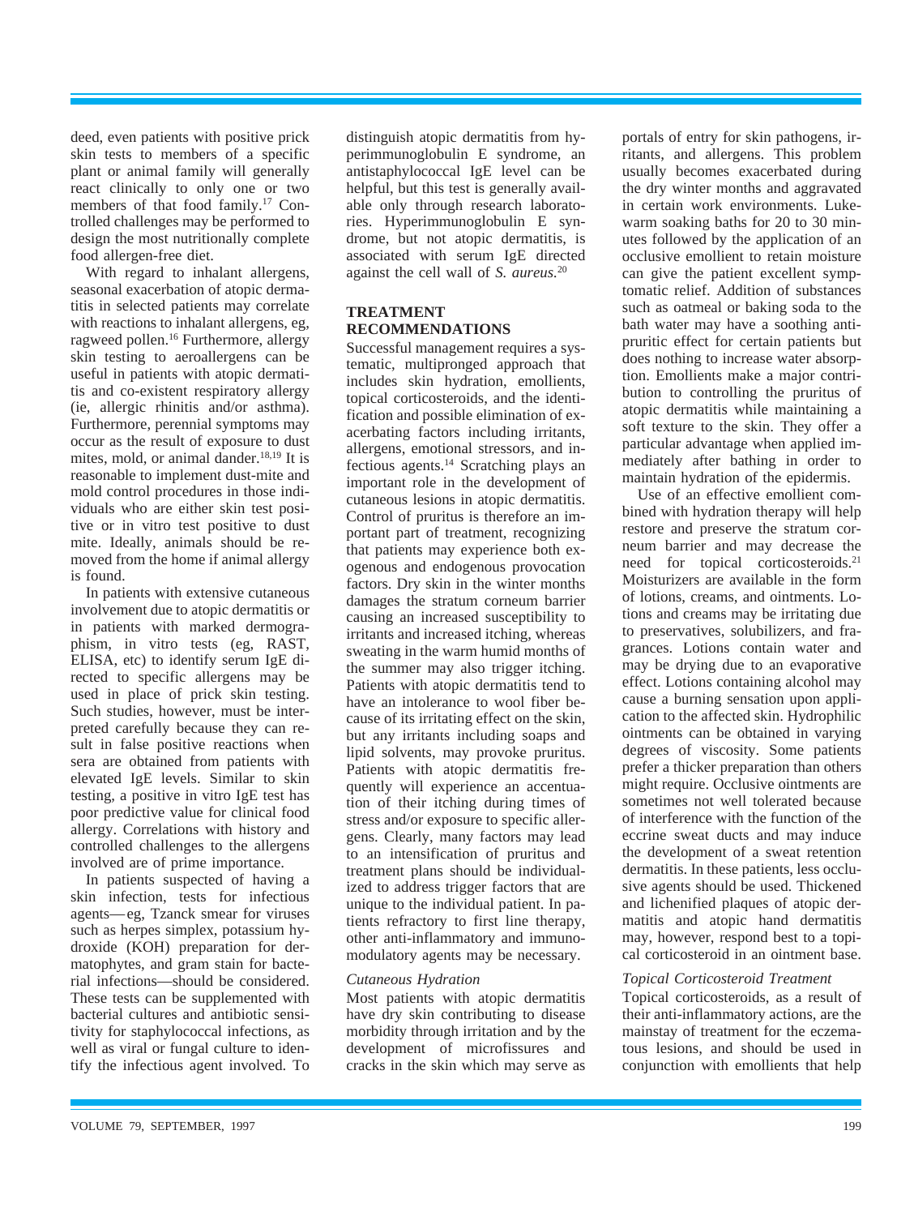deed, even patients with positive prick skin tests to members of a specific plant or animal family will generally react clinically to only one or two members of that food family.[17] Controlled challenges may be performed to design the most nutritionally complete food allergen-free diet.

With regard to inhalant allergens, seasonal exacerbation of atopic dermatitis in selected patients may correlate with reactions to inhalant allergens, eg, ragweed pollen.[16] Furthermore, allergy skin testing to aeroallergens can be useful in patients with atopic dermatitis and co-existent respiratory allergy (ie, allergic rhinitis and/or asthma). Furthermore, perennial symptoms may occur as the result of exposure to dust mites, mold, or animal dander.[18,19] It is reasonable to implement dust-mite and mold control procedures in those individuals who are either skin test positive or in vitro test positive to dust mite. Ideally, animals should be removed from the home if animal allergy is found.

In patients with extensive cutaneous involvement due to atopic dermatitis or in patients with marked dermographism, in vitro tests (eg, RAST, ELISA, etc) to identify serum IgE directed to specific allergens may be used in place of prick skin testing. Such studies, however, must be interpreted carefully because they can result in false positive reactions when sera are obtained from patients with elevated IgE levels. Similar to skin testing, a positive in vitro IgE test has poor predictive value for clinical food allergy. Correlations with history and controlled challenges to the allergens involved are of prime importance.

In patients suspected of having a skin infection, tests for infectious agents—eg, Tzanck smear for viruses such as herpes simplex, potassium hydroxide (KOH) preparation for dermatophytes, and gram stain for bacterial infections—should be considered. These tests can be supplemented with bacterial cultures and antibiotic sensitivity for staphylococcal infections, as well as viral or fungal culture to identify the infectious agent involved. To distinguish atopic dermatitis from hyperimmunoglobulin E syndrome, an antistaphylococcal IgE level can be helpful, but this test is generally available only through research laboratories. Hyperimmunoglobulin E syndrome, but not atopic dermatitis, is associated with serum IgE directed against the cell wall of *S. aureus*.[20]

## TREATMENT RECOMMENDATIONS

Successful management requires a systematic, multipronged approach that includes skin hydration, emollients, topical corticosteroids, and the identification and possible elimination of exacerbating factors including irritants, allergens, emotional stressors, and infectious agents.[14] Scratching plays an important role in the development of cutaneous lesions in atopic dermatitis. Control of pruritus is therefore an important part of treatment, recognizing that patients may experience both exogenous and endogenous provocation factors. Dry skin in the winter months damages the stratum corneum barrier causing an increased susceptibility to irritants and increased itching, whereas sweating in the warm humid months of the summer may also trigger itching. Patients with atopic dermatitis tend to have an intolerance to wool fiber because of its irritating effect on the skin, but any irritants including soaps and lipid solvents, may provoke pruritus. Patients with atopic dermatitis frequently will experience an accentuation of their itching during times of stress and/or exposure to specific allergens. Clearly, many factors may lead to an intensification of pruritus and treatment plans should be individualized to address trigger factors that are unique to the individual patient. In patients refractory to first line therapy, other anti-inflammatory and immunomodulatory agents may be necessary.

### *Cutaneous Hydration*

Most patients with atopic dermatitis have dry skin contributing to disease morbidity through irritation and by the development of microfissures and cracks in the skin which may serve as portals of entry for skin pathogens, irritants, and allergens. This problem usually becomes exacerbated during the dry winter months and aggravated in certain work environments. Lukewarm soaking baths for 20 to 30 minutes followed by the application of an occlusive emollient to retain moisture can give the patient excellent symptomatic relief. Addition of substances such as oatmeal or baking soda to the bath water may have a soothing antipruritic effect for certain patients but does nothing to increase water absorption. Emollients make a major contribution to controlling the pruritus of atopic dermatitis while maintaining a soft texture to the skin. They offer a particular advantage when applied immediately after bathing in order to maintain hydration of the epidermis.

Use of an effective emollient combined with hydration therapy will help restore and preserve the stratum corneum barrier and may decrease the need for topical corticosteroids.[21] Moisturizers are available in the form of lotions, creams, and ointments. Lotions and creams may be irritating due to preservatives, solubilizers, and fragrances. Lotions contain water and may be drying due to an evaporative effect. Lotions containing alcohol may cause a burning sensation upon application to the affected skin. Hydrophilic ointments can be obtained in varying degrees of viscosity. Some patients prefer a thicker preparation than others might require. Occlusive ointments are sometimes not well tolerated because of interference with the function of the eccrine sweat ducts and may induce the development of a sweat retention dermatitis. In these patients, less occlusive agents should be used. Thickened and lichenified plaques of atopic dermatitis and atopic hand dermatitis may, however, respond best to a topical corticosteroid in an ointment base.

### *Topical Corticosteroid Treatment*

Topical corticosteroids, as a result of their anti-inflammatory actions, are the mainstay of treatment for the eczematous lesions, and should be used in conjunction with emollients that help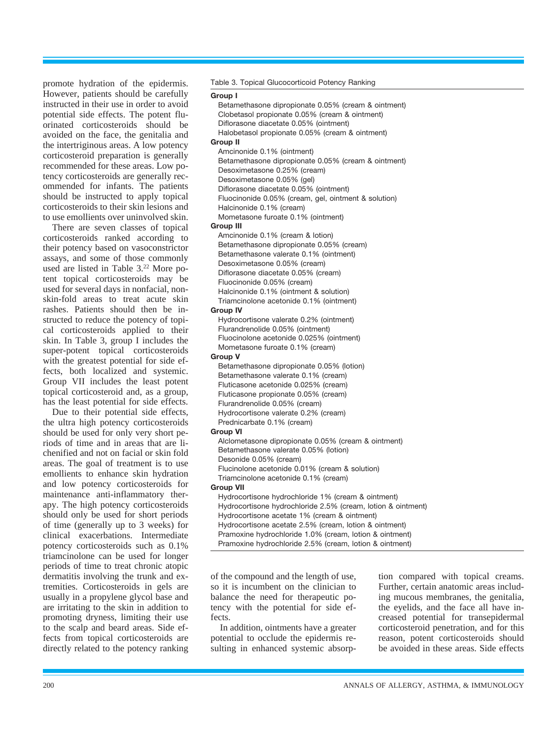promote hydration of the epidermis. However, patients should be carefully instructed in their use in order to avoid potential side effects. The potent fluorinated corticosteroids should be avoided on the face, the genitalia and the intertriginous areas. A low potency corticosteroid preparation is generally recommended for these areas. Low potency corticosteroids are generally recommended for infants. The patients should be instructed to apply topical corticosteroids to their skin lesions and to use emollients over uninvolved skin.

There are seven classes of topical corticosteroids ranked according to their potency based on vasoconstrictor assays, and some of those commonly used are listed in Table 3.[22] More potent topical corticosteroids may be used for several days in nonfacial, nonskin-fold areas to treat acute skin rashes. Patients should then be instructed to reduce the potency of topical corticosteroids applied to their skin. In Table 3, group I includes the super-potent topical corticosteroids with the greatest potential for side effects, both localized and systemic. Group VII includes the least potent topical corticosteroid and, as a group, has the least potential for side effects.

Due to their potential side effects, the ultra high potency corticosteroids should be used for only very short periods of time and in areas that are lichenified and not on facial or skin fold areas. The goal of treatment is to use emollients to enhance skin hydration and low potency corticosteroids for maintenance anti-inflammatory therapy. The high potency corticosteroids should only be used for short periods of time (generally up to 3 weeks) for clinical exacerbations. Intermediate potency corticosteroids such as 0.1% triamcinolone can be used for longer periods of time to treat chronic atopic dermatitis involving the trunk and extremities. Corticosteroids in gels are usually in a propylene glycol base and are irritating to the skin in addition to promoting dryness, limiting their use to the scalp and beard areas. Side effects from topical corticosteroids are directly related to the potency ranking of the compound and the length of use, so it is incumbent on the clinician to balance the need for therapeutic potency with the potential for side effects.

In addition, ointments have a greater potential to occlude the epidermis resulting in enhanced systemic absorption compared with topical creams. Further, certain anatomic areas including mucous membranes, the genitalia, the eyelids, and the face all have increased potential for transepidermal corticosteroid penetration, and for this reason, potent corticosteroids should be avoided in these areas. Side effects

Table 3. Topical Glucocorticoid Potency Ranking

| |
|---|
| **Group I** |
| Betamethasone dipropionate 0.05% (cream & ointment) |
| Clobetasol propionate 0.05% (cream & ointment) |
| Diflorasone diacetate 0.05% (ointment) |
| Halobetasol propionate 0.05% (cream & ointment) |
| **Group II** |
| Amcinonide 0.1% (ointment) |
| Betamethasone dipropionate 0.05% (cream & ointment) |
| Desoximetasone 0.25% (cream) |
| Desoximetasone 0.05% (gel) |
| Diflorasone diacetate 0.05% (ointment) |
| Fluocinonide 0.05% (cream, gel, ointment & solution) |
| Halcinonide 0.1% (cream) |
| Mometasone furoate 0.1% (ointment) |
| **Group III** |
| Amcinonide 0.1% (cream & lotion) |
| Betamethasone dipropionate 0.05% (cream) |
| Betamethasone valerate 0.1% (ointment) |
| Desoximetasone 0.05% (cream) |
| Diflorasone diacetate 0.05% (cream) |
| Fluocinonide 0.05% (cream) |
| Halcinonide 0.1% (ointment & solution) |
| Triamcinolone acetonide 0.1% (ointment) |
| **Group IV** |
| Hydrocortisone valerate 0.2% (ointment) |
| Flurandrenolide 0.05% (ointment) |
| Fluocinolone acetonide 0.025% (ointment) |
| Mometasone furoate 0.1% (cream) |
| **Group V** |
| Betamethasone dipropionate 0.05% (lotion) |
| Betamethasone valerate 0.1% (cream) |
| Fluticasone acetonide 0.025% (cream) |
| Fluticasone propionate 0.05% (cream) |
| Flurandrenolide 0.05% (cream) |
| Hydrocortisone valerate 0.2% (cream) |
| Prednicarbate 0.1% (cream) |
| **Group VI** |
| Alclometasone dipropionate 0.05% (cream & ointment) |
| Betamethasone valerate 0.05% (lotion) |
| Desonide 0.05% (cream) |
| Flucinolone acetonide 0.01% (cream & solution) |
| Triamcinolone acetonide 0.1% (cream) |
| **Group VII** |
| Hydrocortisone hydrochloride 1% (cream & ointment) |
| Hydrocortisone hydrochloride 2.5% (cream, lotion & ointment) |
| Hydrocortisone acetate 1% (cream & ointment) |
| Hydrocortisone acetate 2.5% (cream, lotion & ointment) |
| Pramoxine hydrochloride 1.0% (cream, lotion & ointment) |
| Pramoxine hydrochloride 2.5% (cream, lotion & ointment) |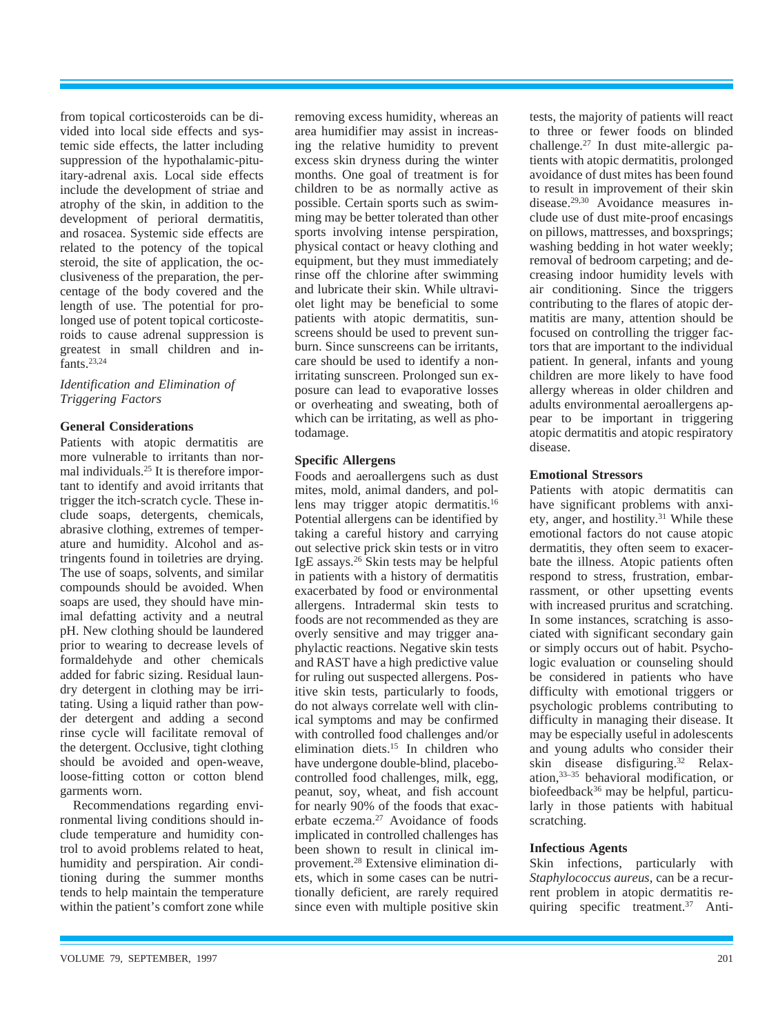from topical corticosteroids can be divided into local side effects and systemic side effects, the latter including suppression of the hypothalamic-pituitary-adrenal axis. Local side effects include the development of striae and atrophy of the skin, in addition to the development of perioral dermatitis, and rosacea. Systemic side effects are related to the potency of the topical steroid, the site of application, the occlusiveness of the preparation, the percentage of the body covered and the length of use. The potential for prolonged use of potent topical corticosteroids to cause adrenal suppression is greatest in small children and infants.[23,24]

*Identification and Elimination of Triggering Factors*

### General Considerations

Patients with atopic dermatitis are more vulnerable to irritants than normal individuals.[25] It is therefore important to identify and avoid irritants that trigger the itch-scratch cycle. These include soaps, detergents, chemicals, abrasive clothing, extremes of temperature and humidity. Alcohol and astringents found in toiletries are drying. The use of soaps, solvents, and similar compounds should be avoided. When soaps are used, they should have minimal defatting activity and a neutral pH. New clothing should be laundered prior to wearing to decrease levels of formaldehyde and other chemicals added for fabric sizing. Residual laundry detergent in clothing may be irritating. Using a liquid rather than powder detergent and adding a second rinse cycle will facilitate removal of the detergent. Occlusive, tight clothing should be avoided and open-weave, loose-fitting cotton or cotton blend garments worn.

Recommendations regarding environmental living conditions should include temperature and humidity control to avoid problems related to heat, humidity and perspiration. Air conditioning during the summer months tends to help maintain the temperature within the patient's comfort zone while removing excess humidity, whereas an area humidifier may assist in increasing the relative humidity to prevent excess skin dryness during the winter months. One goal of treatment is for children to be as normally active as possible. Certain sports such as swimming may be better tolerated than other sports involving intense perspiration, physical contact or heavy clothing and equipment, but they must immediately rinse off the chlorine after swimming and lubricate their skin. While ultraviolet light may be beneficial to some patients with atopic dermatitis, sunscreens should be used to prevent sunburn. Since sunscreens can be irritants, care should be used to identify a nonirritating sunscreen. Prolonged sun exposure can lead to evaporative losses or overheating and sweating, both of which can be irritating, as well as photodamage.

### Specific Allergens

Foods and aeroallergens such as dust mites, mold, animal danders, and pollens may trigger atopic dermatitis.[16] Potential allergens can be identified by taking a careful history and carrying out selective prick skin tests or in vitro IgE assays.[26] Skin tests may be helpful in patients with a history of dermatitis exacerbated by food or environmental allergens. Intradermal skin tests to foods are not recommended as they are overly sensitive and may trigger anaphylactic reactions. Negative skin tests and RAST have a high predictive value for ruling out suspected allergens. Positive skin tests, particularly to foods, do not always correlate well with clinical symptoms and may be confirmed with controlled food challenges and/or elimination diets.[15] In children who have undergone double-blind, placebo-controlled food challenges, milk, egg, peanut, soy, wheat, and fish account for nearly 90% of the foods that exacerbate eczema.[27] Avoidance of foods implicated in controlled challenges has been shown to result in clinical improvement.[28] Extensive elimination diets, which in some cases can be nutritionally deficient, are rarely required since even with multiple positive skin tests, the majority of patients will react to three or fewer foods on blinded challenge.[27] In dust mite-allergic patients with atopic dermatitis, prolonged avoidance of dust mites has been found to result in improvement of their skin disease.[29,30] Avoidance measures include use of dust mite-proof encasings on pillows, mattresses, and boxsprings; washing bedding in hot water weekly; removal of bedroom carpeting; and decreasing indoor humidity levels with air conditioning. Since the triggers contributing to the flares of atopic dermatitis are many, attention should be focused on controlling the trigger factors that are important to the individual patient. In general, infants and young children are more likely to have food allergy whereas in older children and adults environmental aeroallergens appear to be important in triggering atopic dermatitis and atopic respiratory disease.

### Emotional Stressors

Patients with atopic dermatitis can have significant problems with anxiety, anger, and hostility.[31] While these emotional factors do not cause atopic dermatitis, they often seem to exacerbate the illness. Atopic patients often respond to stress, frustration, embarrassment, or other upsetting events with increased pruritus and scratching. In some instances, scratching is associated with significant secondary gain or simply occurs out of habit. Psychologic evaluation or counseling should be considered in patients who have difficulty with emotional triggers or psychologic problems contributing to difficulty in managing their disease. It may be especially useful in adolescents and young adults who consider their skin disease disfiguring.[32] Relaxation,[33–35] behavioral modification, or biofeedback[36] may be helpful, particularly in those patients with habitual scratching.

### Infectious Agents

Skin infections, particularly with *Staphylococcus aureus*, can be a recurrent problem in atopic dermatitis requiring specific treatment.[37] Anti-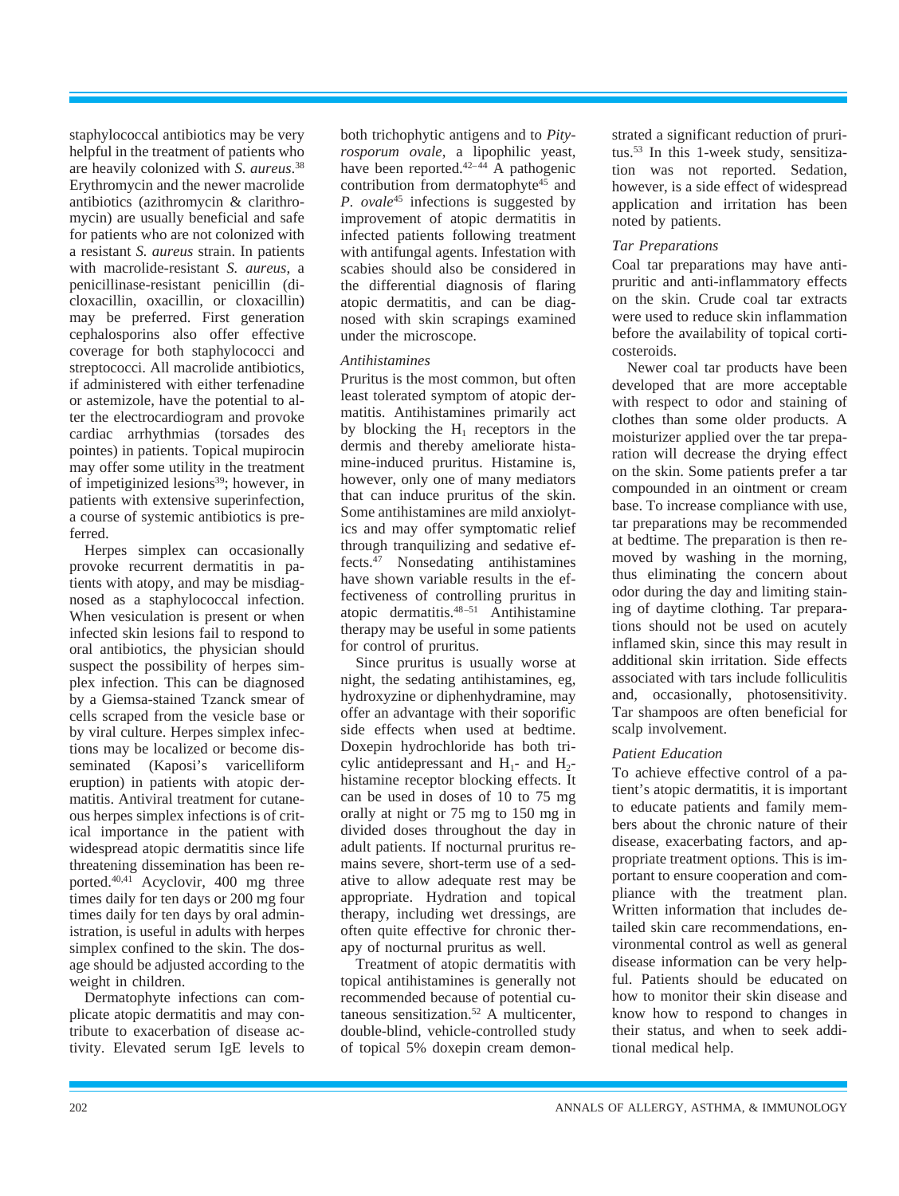staphylococcal antibiotics may be very helpful in the treatment of patients who are heavily colonized with *S. aureus*.[38] Erythromycin and the newer macrolide antibiotics (azithromycin & clarithromycin) are usually beneficial and safe for patients who are not colonized with a resistant *S. aureus* strain. In patients with macrolide-resistant *S. aureus*, a penicillinase-resistant penicillin (dicloxacillin, oxacillin, or cloxacillin) may be preferred. First generation cephalosporins also offer effective coverage for both staphylococci and streptococci. All macrolide antibiotics, if administered with either terfenadine or astemizole, have the potential to alter the electrocardiogram and provoke cardiac arrhythmias (torsades des pointes) in patients. Topical mupirocin may offer some utility in the treatment of impetiginized lesions[39]; however, in patients with extensive superinfection, a course of systemic antibiotics is preferred.

Herpes simplex can occasionally provoke recurrent dermatitis in patients with atopy, and may be misdiagnosed as a staphylococcal infection. When vesiculation is present or when infected skin lesions fail to respond to oral antibiotics, the physician should suspect the possibility of herpes simplex infection. This can be diagnosed by a Giemsa-stained Tzanck smear of cells scraped from the vesicle base or by viral culture. Herpes simplex infections may be localized or become disseminated (Kaposi's varicelliform eruption) in patients with atopic dermatitis. Antiviral treatment for cutaneous herpes simplex infections is of critical importance in the patient with widespread atopic dermatitis since life threatening dissemination has been reported.[40,41] Acyclovir, 400 mg three times daily for ten days or 200 mg four times daily for ten days by oral administration, is useful in adults with herpes simplex confined to the skin. The dosage should be adjusted according to the weight in children.

Dermatophyte infections can complicate atopic dermatitis and may contribute to exacerbation of disease activity. Elevated serum IgE levels to both trichophytic antigens and to *Pityrosporum ovale*, a lipophilic yeast, have been reported.[42–44] A pathogenic contribution from dermatophyte[45] and *P. ovale*[45] infections is suggested by improvement of atopic dermatitis in infected patients following treatment with antifungal agents. Infestation with scabies should also be considered in the differential diagnosis of flaring atopic dermatitis, and can be diagnosed with skin scrapings examined under the microscope.

### *Antihistamines*

Pruritus is the most common, but often least tolerated symptom of atopic dermatitis. Antihistamines primarily act by blocking the $H_1$ receptors in the dermis and thereby ameliorate histamine-induced pruritus. Histamine is, however, only one of many mediators that can induce pruritus of the skin. Some antihistamines are mild anxiolytics and may offer symptomatic relief through tranquilizing and sedative effects.[47] Nonsedating antihistamines have shown variable results in the effectiveness of controlling pruritus in atopic dermatitis.[48–51] Antihistamine therapy may be useful in some patients for control of pruritus.

Since pruritus is usually worse at night, the sedating antihistamines, eg, hydroxyzine or diphenhydramine, may offer an advantage with their soporific side effects when used at bedtime. Doxepin hydrochloride has both tricyclic antidepressant and $H_1$- and $H_2$-histamine receptor blocking effects. It can be used in doses of 10 to 75 mg orally at night or 75 mg to 150 mg in divided doses throughout the day in adult patients. If nocturnal pruritus remains severe, short-term use of a sedative to allow adequate rest may be appropriate. Hydration and topical therapy, including wet dressings, are often quite effective for chronic therapy of nocturnal pruritus as well.

Treatment of atopic dermatitis with topical antihistamines is generally not recommended because of potential cutaneous sensitization.[52] A multicenter, double-blind, vehicle-controlled study of topical 5% doxepin cream demonstrated a significant reduction of pruritus.[53] In this 1-week study, sensitization was not reported. Sedation, however, is a side effect of widespread application and irritation has been noted by patients.

### *Tar Preparations*

Coal tar preparations may have antipruritic and anti-inflammatory effects on the skin. Crude coal tar extracts were used to reduce skin inflammation before the availability of topical corticosteroids.

Newer coal tar products have been developed that are more acceptable with respect to odor and staining of clothes than some older products. A moisturizer applied over the tar preparation will decrease the drying effect on the skin. Some patients prefer a tar compounded in an ointment or cream base. To increase compliance with use, tar preparations may be recommended at bedtime. The preparation is then removed by washing in the morning, thus eliminating the concern about odor during the day and limiting staining of daytime clothing. Tar preparations should not be used on acutely inflamed skin, since this may result in additional skin irritation. Side effects associated with tars include folliculitis and, occasionally, photosensitivity. Tar shampoos are often beneficial for scalp involvement.

### *Patient Education*

To achieve effective control of a patient's atopic dermatitis, it is important to educate patients and family members about the chronic nature of their disease, exacerbating factors, and appropriate treatment options. This is important to ensure cooperation and compliance with the treatment plan. Written information that includes detailed skin care recommendations, environmental control as well as general disease information can be very helpful. Patients should be educated on how to monitor their skin disease and know how to respond to changes in their status, and when to seek additional medical help.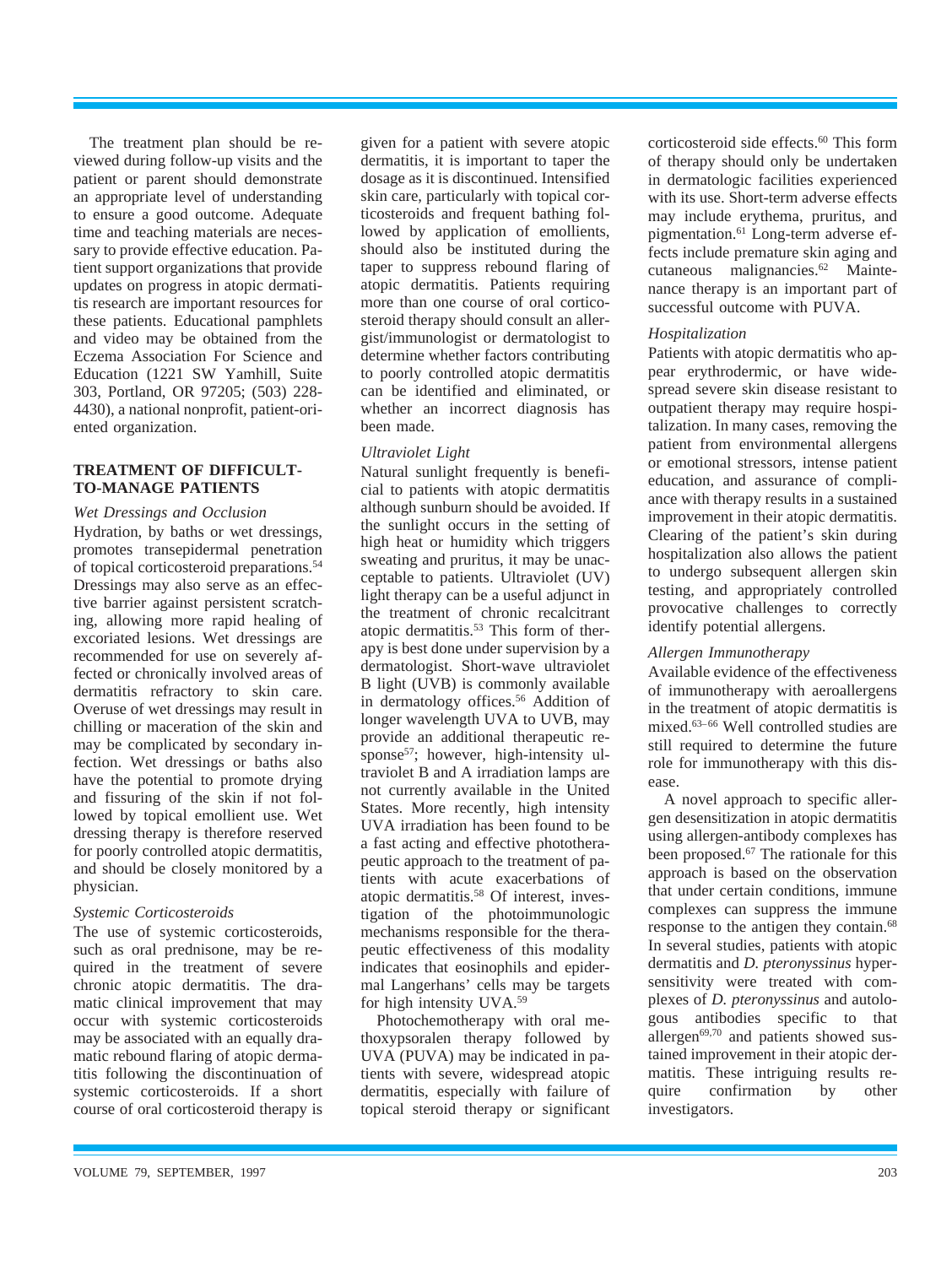The treatment plan should be reviewed during follow-up visits and the patient or parent should demonstrate an appropriate level of understanding to ensure a good outcome. Adequate time and teaching materials are necessary to provide effective education. Patient support organizations that provide updates on progress in atopic dermatitis research are important resources for these patients. Educational pamphlets and video may be obtained from the Eczema Association For Science and Education (1221 SW Yamhill, Suite 303, Portland, OR 97205; (503) 228-4430), a national nonprofit, patient-oriented organization.

## TREATMENT OF DIFFICULT-TO-MANAGE PATIENTS

### *Wet Dressings and Occlusion*

Hydration, by baths or wet dressings, promotes transepidermal penetration of topical corticosteroid preparations.[54] Dressings may also serve as an effective barrier against persistent scratching, allowing more rapid healing of excoriated lesions. Wet dressings are recommended for use on severely affected or chronically involved areas of dermatitis refractory to skin care. Overuse of wet dressings may result in chilling or maceration of the skin and may be complicated by secondary infection. Wet dressings or baths also have the potential to promote drying and fissuring of the skin if not followed by topical emollient use. Wet dressing therapy is therefore reserved for poorly controlled atopic dermatitis, and should be closely monitored by a physician.

### *Systemic Corticosteroids*

The use of systemic corticosteroids, such as oral prednisone, may be required in the treatment of severe chronic atopic dermatitis. The dramatic clinical improvement that may occur with systemic corticosteroids may be associated with an equally dramatic rebound flaring of atopic dermatitis following the discontinuation of systemic corticosteroids. If a short course of oral corticosteroid therapy is given for a patient with severe atopic dermatitis, it is important to taper the dosage as it is discontinued. Intensified skin care, particularly with topical corticosteroids and frequent bathing followed by application of emollients, should also be instituted during the taper to suppress rebound flaring of atopic dermatitis. Patients requiring more than one course of oral corticosteroid therapy should consult an allergist/immunologist or dermatologist to determine whether factors contributing to poorly controlled atopic dermatitis can be identified and eliminated, or whether an incorrect diagnosis has been made.

### *Ultraviolet Light*

Natural sunlight frequently is beneficial to patients with atopic dermatitis although sunburn should be avoided. If the sunlight occurs in the setting of high heat or humidity which triggers sweating and pruritus, it may be unacceptable to patients. Ultraviolet (UV) light therapy can be a useful adjunct in the treatment of chronic recalcitrant atopic dermatitis.[53] This form of therapy is best done under supervision by a dermatologist. Short-wave ultraviolet B light (UVB) is commonly available in dermatology offices.[56] Addition of longer wavelength UVA to UVB, may provide an additional therapeutic response[57]; however, high-intensity ultraviolet B and A irradiation lamps are not currently available in the United States. More recently, high intensity UVA irradiation has been found to be a fast acting and effective phototherapeutic approach to the treatment of patients with acute exacerbations of atopic dermatitis.[58] Of interest, investigation of the photoimmunologic mechanisms responsible for the therapeutic effectiveness of this modality indicates that eosinophils and epidermal Langerhans' cells may be targets for high intensity UVA.[59]

Photochemotherapy with oral methoxypsoralen therapy followed by UVA (PUVA) may be indicated in patients with severe, widespread atopic dermatitis, especially with failure of topical steroid therapy or significant corticosteroid side effects.[60] This form of therapy should only be undertaken in dermatologic facilities experienced with its use. Short-term adverse effects may include erythema, pruritus, and pigmentation.[61] Long-term adverse effects include premature skin aging and cutaneous malignancies.[62] Maintenance therapy is an important part of successful outcome with PUVA.

### *Hospitalization*

Patients with atopic dermatitis who appear erythrodermic, or have widespread severe skin disease resistant to outpatient therapy may require hospitalization. In many cases, removing the patient from environmental allergens or emotional stressors, intense patient education, and assurance of compliance with therapy results in a sustained improvement in their atopic dermatitis. Clearing of the patient's skin during hospitalization also allows the patient to undergo subsequent allergen skin testing, and appropriately controlled provocative challenges to correctly identify potential allergens.

### *Allergen Immunotherapy*

Available evidence of the effectiveness of immunotherapy with aeroallergens in the treatment of atopic dermatitis is mixed.[63–66] Well controlled studies are still required to determine the future role for immunotherapy with this disease.

A novel approach to specific allergen desensitization in atopic dermatitis using allergen-antibody complexes has been proposed.[67] The rationale for this approach is based on the observation that under certain conditions, immune complexes can suppress the immune response to the antigen they contain.[68] In several studies, patients with atopic dermatitis and *D. pteronyssinus* hypersensitivity were treated with complexes of *D. pteronyssinus* and autologous antibodies specific to that allergen[69,70] and patients showed sustained improvement in their atopic dermatitis. These intriguing results require confirmation by other investigators.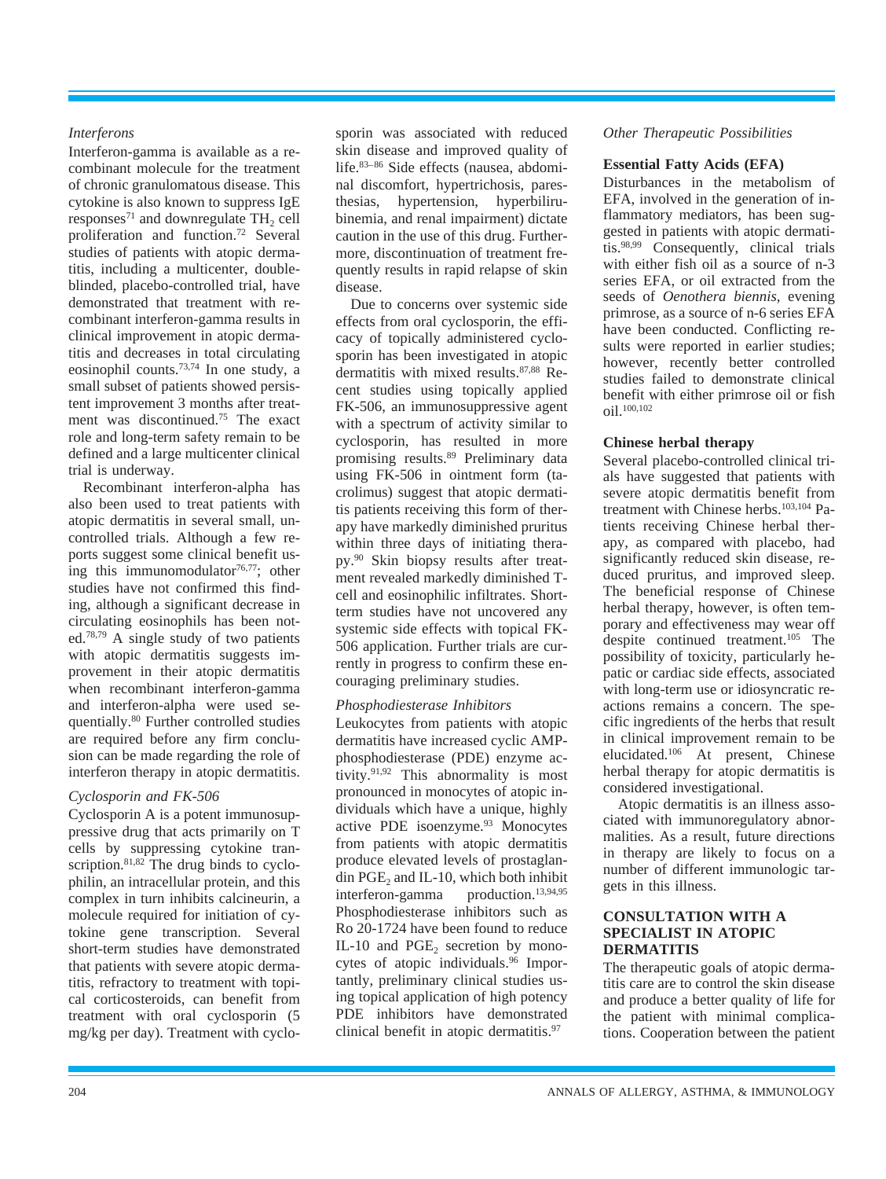### *Interferons*

Interferon-gamma is available as a recombinant molecule for the treatment of chronic granulomatous disease. This cytokine is also known to suppress IgE responses[71] and downregulate $TH_2$ cell proliferation and function.[72] Several studies of patients with atopic dermatitis, including a multicenter, double-blinded, placebo-controlled trial, have demonstrated that treatment with recombinant interferon-gamma results in clinical improvement in atopic dermatitis and decreases in total circulating eosinophil counts.[73,74] In one study, a small subset of patients showed persistent improvement 3 months after treatment was discontinued.[75] The exact role and long-term safety remain to be defined and a large multicenter clinical trial is underway.

Recombinant interferon-alpha has also been used to treat patients with atopic dermatitis in several small, uncontrolled trials. Although a few reports suggest some clinical benefit using this immunomodulator[76,77]; other studies have not confirmed this finding, although a significant decrease in circulating eosinophils has been noted.[78,79] A single study of two patients with atopic dermatitis suggests improvement in their atopic dermatitis when recombinant interferon-gamma and interferon-alpha were used sequentially.[80] Further controlled studies are required before any firm conclusion can be made regarding the role of interferon therapy in atopic dermatitis.

### *Cyclosporin and FK-506*

Cyclosporin A is a potent immunosuppressive drug that acts primarily on T cells by suppressing cytokine transcription.[81,82] The drug binds to cyclophilin, an intracellular protein, and this complex in turn inhibits calcineurin, a molecule required for initiation of cytokine gene transcription. Several short-term studies have demonstrated that patients with severe atopic dermatitis, refractory to treatment with topical corticosteroids, can benefit from treatment with oral cyclosporin (5 mg/kg per day). Treatment with cyclosporin was associated with reduced skin disease and improved quality of life.[83–86] Side effects (nausea, abdominal discomfort, hypertrichosis, paresthesias, hypertension, hyperbilirubinemia, and renal impairment) dictate caution in the use of this drug. Furthermore, discontinuation of treatment frequently results in rapid relapse of skin disease.

Due to concerns over systemic side effects from oral cyclosporin, the efficacy of topically administered cyclosporin has been investigated in atopic dermatitis with mixed results.[87,88] Recent studies using topically applied FK-506, an immunosuppressive agent with a spectrum of activity similar to cyclosporin, has resulted in more promising results.[89] Preliminary data using FK-506 in ointment form (tacrolimus) suggest that atopic dermatitis patients receiving this form of therapy have markedly diminished pruritus within three days of initiating therapy.[90] Skin biopsy results after treatment revealed markedly diminished T-cell and eosinophilic infiltrates. Short-term studies have not uncovered any systemic side effects with topical FK-506 application. Further trials are currently in progress to confirm these encouraging preliminary studies.

### *Phosphodiesterase Inhibitors*

Leukocytes from patients with atopic dermatitis have increased cyclic AMP-phosphodiesterase (PDE) enzyme activity.[91,92] This abnormality is most pronounced in monocytes of atopic individuals which have a unique, highly active PDE isoenzyme.[93] Monocytes from patients with atopic dermatitis produce elevated levels of prostaglandin $PGE_2$ and IL-10, which both inhibit interferon-gamma production.[13,94,95] Phosphodiesterase inhibitors such as Ro 20-1724 have been found to reduce IL-10 and $PGE_2$ secretion by monocytes of atopic individuals.[96] Importantly, preliminary clinical studies using topical application of high potency PDE inhibitors have demonstrated clinical benefit in atopic dermatitis.[97]

### *Other Therapeutic Possibilities*

**Essential Fatty Acids (EFA)**

Disturbances in the metabolism of EFA, involved in the generation of inflammatory mediators, has been suggested in patients with atopic dermatitis.[98,99] Consequently, clinical trials with either fish oil as a source of n-3 series EFA, or oil extracted from the seeds of *Oenothera biennis*, evening primrose, as a source of n-6 series EFA have been conducted. Conflicting results were reported in earlier studies; however, recently better controlled studies failed to demonstrate clinical benefit with either primrose oil or fish oil.[100,102]

**Chinese herbal therapy**

Several placebo-controlled clinical trials have suggested that patients with severe atopic dermatitis benefit from treatment with Chinese herbs.[103,104] Patients receiving Chinese herbal therapy, as compared with placebo, had significantly reduced skin disease, reduced pruritus, and improved sleep. The beneficial response of Chinese herbal therapy, however, is often temporary and effectiveness may wear off despite continued treatment.[105] The possibility of toxicity, particularly hepatic or cardiac side effects, associated with long-term use or idiosyncratic reactions remains a concern. The specific ingredients of the herbs that result in clinical improvement remain to be elucidated.[106] At present, Chinese herbal therapy for atopic dermatitis is considered investigational.

Atopic dermatitis is an illness associated with immunoregulatory abnormalities. As a result, future directions in therapy are likely to focus on a number of different immunologic targets in this illness.

## CONSULTATION WITH A SPECIALIST IN ATOPIC DERMATITIS

The therapeutic goals of atopic dermatitis care are to control the skin disease and produce a better quality of life for the patient with minimal complications. Cooperation between the patient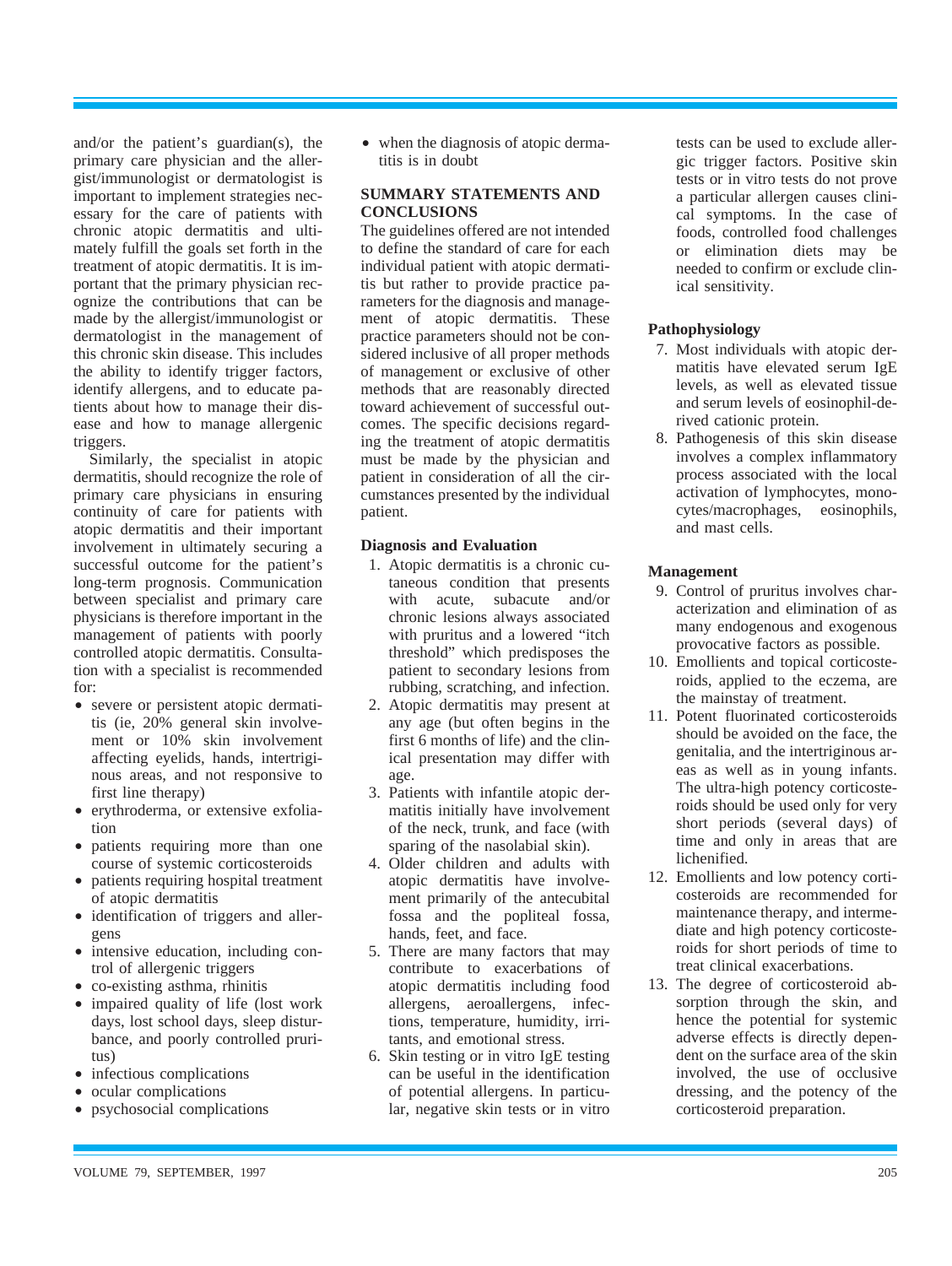and/or the patient's guardian(s), the primary care physician and the allergist/immunologist or dermatologist is important to implement strategies necessary for the care of patients with chronic atopic dermatitis and ultimately fulfill the goals set forth in the treatment of atopic dermatitis. It is important that the primary physician recognize the contributions that can be made by the allergist/immunologist or dermatologist in the management of this chronic skin disease. This includes the ability to identify trigger factors, identify allergens, and to educate patients about how to manage their disease and how to manage allergenic triggers.

Similarly, the specialist in atopic dermatitis, should recognize the role of primary care physicians in ensuring continuity of care for patients with atopic dermatitis and their important involvement in ultimately securing a successful outcome for the patient's long-term prognosis. Communication between specialist and primary care physicians is therefore important in the management of patients with poorly controlled atopic dermatitis. Consultation with a specialist is recommended for:

- severe or persistent atopic dermatitis (ie, 20% general skin involvement or 10% skin involvement affecting eyelids, hands, intertriginous areas, and not responsive to first line therapy)
- erythroderma, or extensive exfoliation
- patients requiring more than one course of systemic corticosteroids
- patients requiring hospital treatment of atopic dermatitis
- identification of triggers and allergens
- intensive education, including control of allergenic triggers
- co-existing asthma, rhinitis
- impaired quality of life (lost work days, lost school days, sleep disturbance, and poorly controlled pruritus)
- infectious complications
- ocular complications
- psychosocial complications
- when the diagnosis of atopic dermatitis is in doubt

## SUMMARY STATEMENTS AND CONCLUSIONS

The guidelines offered are not intended to define the standard of care for each individual patient with atopic dermatitis but rather to provide practice parameters for the diagnosis and management of atopic dermatitis. These practice parameters should not be considered inclusive of all proper methods of management or exclusive of other methods that are reasonably directed toward achievement of successful outcomes. The specific decisions regarding the treatment of atopic dermatitis must be made by the physician and patient in consideration of all the circumstances presented by the individual patient.

### Diagnosis and Evaluation

1. Atopic dermatitis is a chronic cutaneous condition that presents with acute, subacute and/or chronic lesions always associated with pruritus and a lowered "itch threshold" which predisposes the patient to secondary lesions from rubbing, scratching, and infection.
2. Atopic dermatitis may present at any age (but often begins in the first 6 months of life) and the clinical presentation may differ with age.
3. Patients with infantile atopic dermatitis initially have involvement of the neck, trunk, and face (with sparing of the nasolabial skin).
4. Older children and adults with atopic dermatitis have involvement primarily of the antecubital fossa and the popliteal fossa, hands, feet, and face.
5. There are many factors that may contribute to exacerbations of atopic dermatitis including food allergens, aeroallergens, infections, temperature, humidity, irritants, and emotional stress.
6. Skin testing or in vitro IgE testing can be useful in the identification of potential allergens. In particular, negative skin tests or in vitro tests can be used to exclude allergic trigger factors. Positive skin tests or in vitro tests do not prove a particular allergen causes clinical symptoms. In the case of foods, controlled food challenges or elimination diets may be needed to confirm or exclude clinical sensitivity.

### Pathophysiology

7. Most individuals with atopic dermatitis have elevated serum IgE levels, as well as elevated tissue and serum levels of eosinophil-derived cationic protein.
8. Pathogenesis of this skin disease involves a complex inflammatory process associated with the local activation of lymphocytes, monocytes/macrophages, eosinophils, and mast cells.

### Management

9. Control of pruritus involves characterization and elimination of as many endogenous and exogenous provocative factors as possible.
10. Emollients and topical corticosteroids, applied to the eczema, are the mainstay of treatment.
11. Potent fluorinated corticosteroids should be avoided on the face, the genitalia, and the intertriginous areas as well as in young infants. The ultra-high potency corticosteroids should be used only for very short periods (several days) of time and only in areas that are lichenified.
12. Emollients and low potency corticosteroids are recommended for maintenance therapy, and intermediate and high potency corticosteroids for short periods of time to treat clinical exacerbations.
13. The degree of corticosteroid absorption through the skin, and hence the potential for systemic adverse effects is directly dependent on the surface area of the skin involved, the use of occlusive dressing, and the potency of the corticosteroid preparation.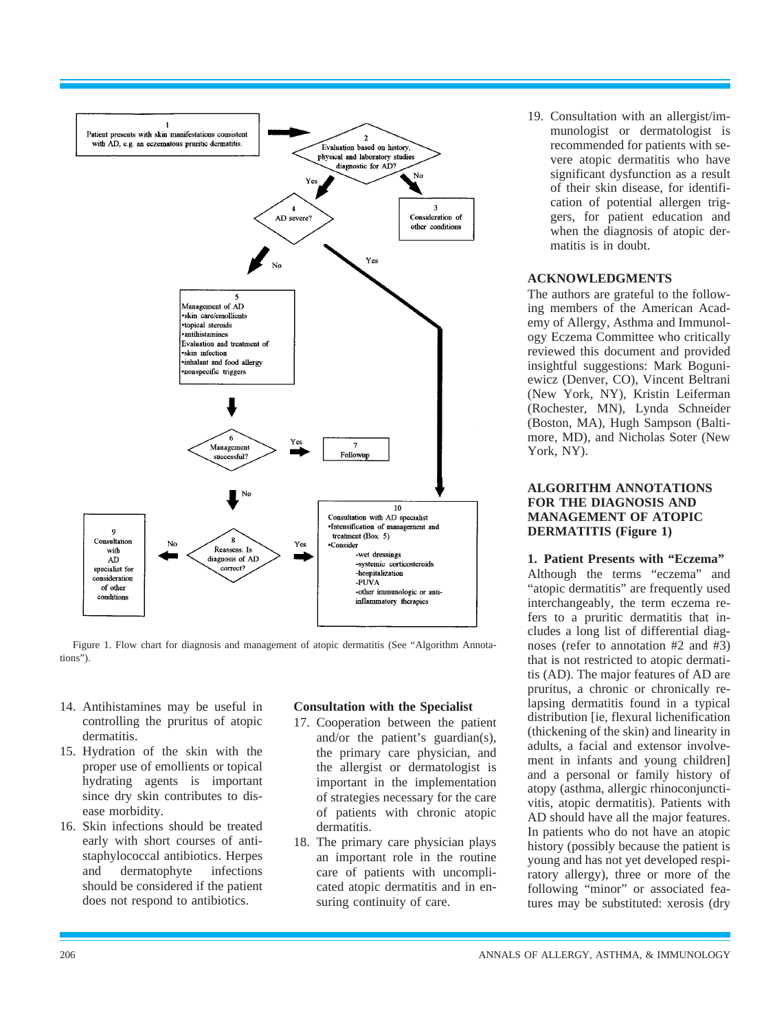1
Patient presents with skin manifestations consistent with AD, e.g. an eczematous pruritic dermatitis.

2
Evaluation based on history, physical and laboratory studies diagnostic for AD?

Yes

No

3
Consideration of other conditions

4
AD severe?

No

Yes

5
Management of AD
•skin care/emollients
•topical steroids
•antihistamines
Evaluation and treatment of
•skin infection
•inhalant and food allergy
•nonspecific triggers

6
Management successful?

Yes

7
Followup

No

8
Reassess: Is diagnosis of AD correct?

No

Yes

9
Consultation with AD specialist for consideration of other conditions

10
Consultation with AD specialist
•Intensification of management and treatment (Box 5)
•Consider
-wet dressings
-systemic corticosteroids
-hospitalization
-PUVA
-other immunologic or anti-inflammatory therapies

Figure 1. Flow chart for diagnosis and management of atopic dermatitis (See "Algorithm Annotations").

14. Antihistamines may be useful in controlling the pruritus of atopic dermatitis.
15. Hydration of the skin with the proper use of emollients or topical hydrating agents is important since dry skin contributes to disease morbidity.
16. Skin infections should be treated early with short courses of antistaphylococcal antibiotics. Herpes and dermatophyte infections should be considered if the patient does not respond to antibiotics.

**Consultation with the Specialist**

17. Cooperation between the patient and/or the patient's guardian(s), the primary care physician, and the allergist or dermatologist is important in the implementation of strategies necessary for the care of patients with chronic atopic dermatitis.
18. The primary care physician plays an important role in the routine care of patients with uncomplicated atopic dermatitis and in ensuring continuity of care.
19. Consultation with an allergist/immunologist or dermatologist is recommended for patients with severe atopic dermatitis who have significant dysfunction as a result of their skin disease, for identification of potential allergen triggers, for patient education and when the diagnosis of atopic dermatitis is in doubt.

## ACKNOWLEDGMENTS

The authors are grateful to the following members of the American Academy of Allergy, Asthma and Immunology Eczema Committee who critically reviewed this document and provided insightful suggestions: Mark Boguniewicz (Denver, CO), Vincent Beltrani (New York, NY), Kristin Leiferman (Rochester, MN), Lynda Schneider (Boston, MA), Hugh Sampson (Baltimore, MD), and Nicholas Soter (New York, NY).

## ALGORITHM ANNOTATIONS FOR THE DIAGNOSIS AND MANAGEMENT OF ATOPIC DERMATITIS (Figure 1)

### 1. Patient Presents with "Eczema"

Although the terms "eczema" and "atopic dermatitis" are frequently used interchangeably, the term eczema refers to a pruritic dermatitis that includes a long list of differential diagnoses (refer to annotation #2 and #3) that is not restricted to atopic dermatitis (AD). The major features of AD are pruritus, a chronic or chronically relapsing dermatitis found in a typical distribution [ie, flexural lichenification (thickening of the skin) and linearity in adults, a facial and extensor involvement in infants and young children] and a personal or family history of atopy (asthma, allergic rhinoconjunctivitis, atopic dermatitis). Patients with AD should have all the major features. In patients who do not have an atopic history (possibly because the patient is young and has not yet developed respiratory allergy), three or more of the following "minor" or associated features may be substituted: xerosis (dry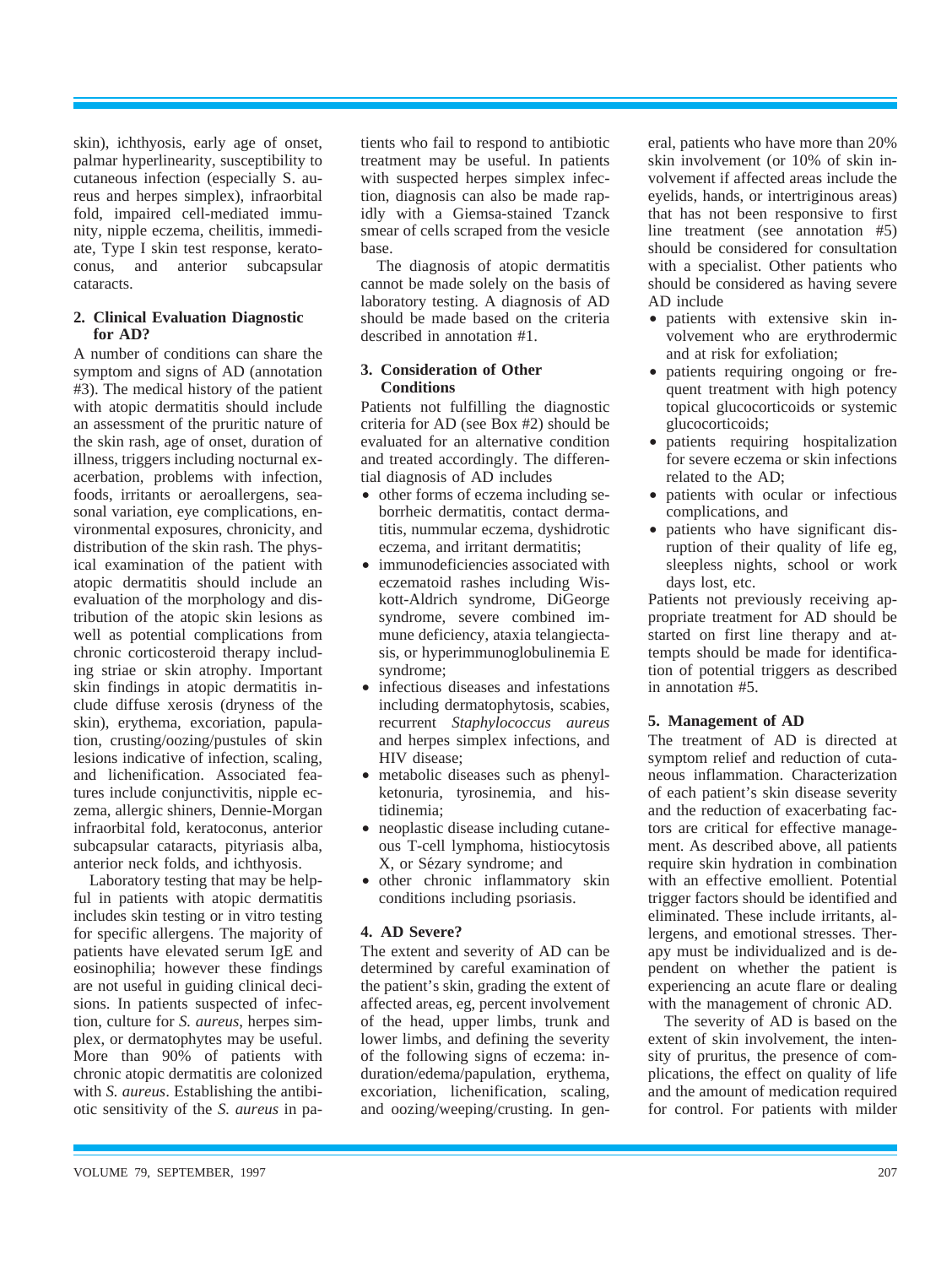skin), ichthyosis, early age of onset, palmar hyperlinearity, susceptibility to cutaneous infection (especially S. aureus and herpes simplex), infraorbital fold, impaired cell-mediated immunity, nipple eczema, cheilitis, immediate, Type I skin test response, keratoconus, and anterior subcapsular cataracts.

## 2. Clinical Evaluation Diagnostic for AD?

A number of conditions can share the symptom and signs of AD (annotation #3). The medical history of the patient with atopic dermatitis should include an assessment of the pruritic nature of the skin rash, age of onset, duration of illness, triggers including nocturnal exacerbation, problems with infection, foods, irritants or aeroallergens, seasonal variation, eye complications, environmental exposures, chronicity, and distribution of the skin rash. The physical examination of the patient with atopic dermatitis should include an evaluation of the morphology and distribution of the atopic skin lesions as well as potential complications from chronic corticosteroid therapy including striae or skin atrophy. Important skin findings in atopic dermatitis include diffuse xerosis (dryness of the skin), erythema, excoriation, papulation, crusting/oozing/pustules of skin lesions indicative of infection, scaling, and lichenification. Associated features include conjunctivitis, nipple eczema, allergic shiners, Dennie-Morgan infraorbital fold, keratoconus, anterior subcapsular cataracts, pityriasis alba, anterior neck folds, and ichthyosis.

Laboratory testing that may be helpful in patients with atopic dermatitis includes skin testing or in vitro testing for specific allergens. The majority of patients have elevated serum IgE and eosinophilia; however these findings are not useful in guiding clinical decisions. In patients suspected of infection, culture for *S. aureus*, herpes simplex, or dermatophytes may be useful. More than 90% of patients with chronic atopic dermatitis are colonized with *S. aureus*. Establishing the antibiotic sensitivity of the *S. aureus* in patients who fail to respond to antibiotic treatment may be useful. In patients with suspected herpes simplex infection, diagnosis can also be made rapidly with a Giemsa-stained Tzanck smear of cells scraped from the vesicle base.

The diagnosis of atopic dermatitis cannot be made solely on the basis of laboratory testing. A diagnosis of AD should be made based on the criteria described in annotation #1.

## 3. Consideration of Other Conditions

Patients not fulfilling the diagnostic criteria for AD (see Box #2) should be evaluated for an alternative condition and treated accordingly. The differential diagnosis of AD includes

- other forms of eczema including seborrheic dermatitis, contact dermatitis, nummular eczema, dyshidrotic eczema, and irritant dermatitis;
- immunodeficiencies associated with eczematoid rashes including Wiskott-Aldrich syndrome, DiGeorge syndrome, severe combined immune deficiency, ataxia telangiectasis, or hyperimmunoglobulinemia E syndrome;
- infectious diseases and infestations including dermatophytosis, scabies, recurrent *Staphylococcus aureus* and herpes simplex infections, and HIV disease;
- metabolic diseases such as phenylketonuria, tyrosinemia, and histidinemia;
- neoplastic disease including cutaneous T-cell lymphoma, histiocytosis X, or Sézary syndrome; and
- other chronic inflammatory skin conditions including psoriasis.

## 4. AD Severe?

The extent and severity of AD can be determined by careful examination of the patient's skin, grading the extent of affected areas, eg, percent involvement of the head, upper limbs, trunk and lower limbs, and defining the severity of the following signs of eczema: induration/edema/papulation, erythema, excoriation, lichenification, scaling, and oozing/weeping/crusting. In general, patients who have more than 20% skin involvement (or 10% of skin involvement if affected areas include the eyelids, hands, or intertriginous areas) that has not been responsive to first line treatment (see annotation #5) should be considered for consultation with a specialist. Other patients who should be considered as having severe AD include

- patients with extensive skin involvement who are erythrodermic and at risk for exfoliation;
- patients requiring ongoing or frequent treatment with high potency topical glucocorticoids or systemic glucocorticoids;
- patients requiring hospitalization for severe eczema or skin infections related to the AD;
- patients with ocular or infectious complications, and
- patients who have significant disruption of their quality of life eg, sleepless nights, school or work days lost, etc.

Patients not previously receiving appropriate treatment for AD should be started on first line therapy and attempts should be made for identification of potential triggers as described in annotation #5.

## 5. Management of AD

The treatment of AD is directed at symptom relief and reduction of cutaneous inflammation. Characterization of each patient's skin disease severity and the reduction of exacerbating factors are critical for effective management. As described above, all patients require skin hydration in combination with an effective emollient. Potential trigger factors should be identified and eliminated. These include irritants, allergens, and emotional stresses. Therapy must be individualized and is dependent on whether the patient is experiencing an acute flare or dealing with the management of chronic AD.

The severity of AD is based on the extent of skin involvement, the intensity of pruritus, the presence of complications, the effect on quality of life and the amount of medication required for control. For patients with milder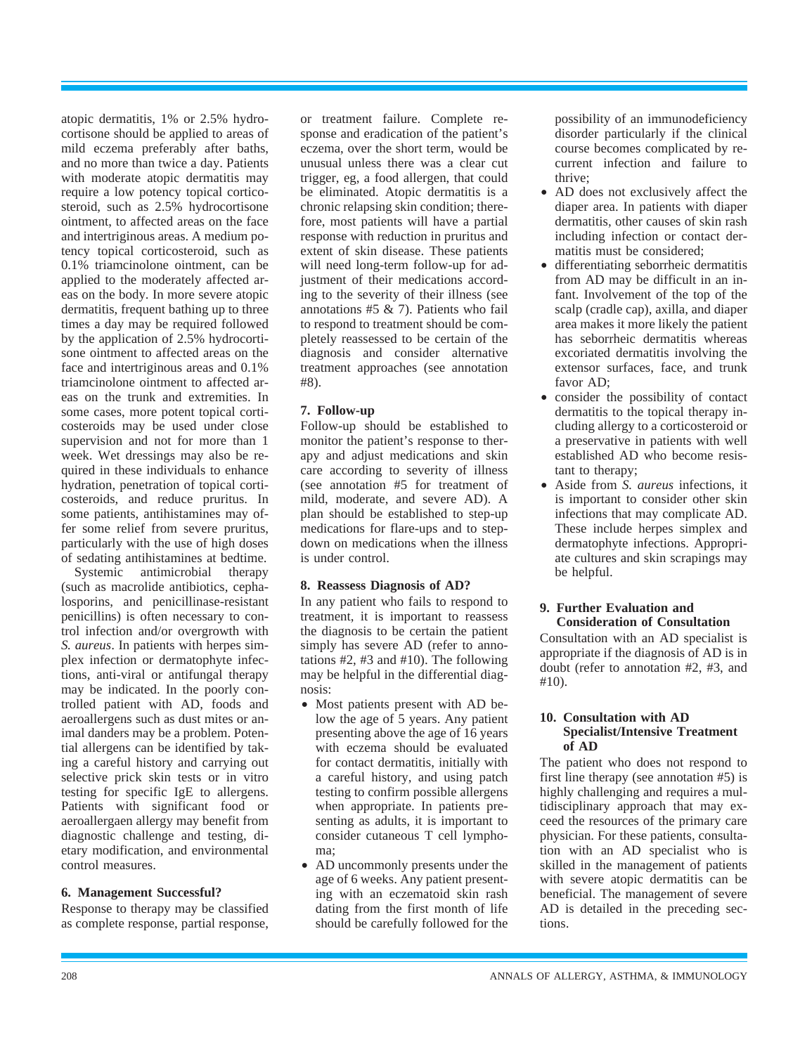atopic dermatitis, 1% or 2.5% hydrocortisone should be applied to areas of mild eczema preferably after baths, and no more than twice a day. Patients with moderate atopic dermatitis may require a low potency topical corticosteroid, such as 2.5% hydrocortisone ointment, to affected areas on the face and intertriginous areas. A medium potency topical corticosteroid, such as 0.1% triamcinolone ointment, can be applied to the moderately affected areas on the body. In more severe atopic dermatitis, frequent bathing up to three times a day may be required followed by the application of 2.5% hydrocortisone ointment to affected areas on the face and intertriginous areas and 0.1% triamcinolone ointment to affected areas on the trunk and extremities. In some cases, more potent topical corticosteroids may be used under close supervision and not for more than 1 week. Wet dressings may also be required in these individuals to enhance hydration, penetration of topical corticosteroids, and reduce pruritus. In some patients, antihistamines may offer some relief from severe pruritus, particularly with the use of high doses of sedating antihistamines at bedtime.

Systemic antimicrobial therapy (such as macrolide antibiotics, cephalosporins, and penicillinase-resistant penicillins) is often necessary to control infection and/or overgrowth with *S. aureus*. In patients with herpes simplex infection or dermatophyte infections, anti-viral or antifungal therapy may be indicated. In the poorly controlled patient with AD, foods and aeroallergens such as dust mites or animal danders may be a problem. Potential allergens can be identified by taking a careful history and carrying out selective prick skin tests or in vitro testing for specific IgE to allergens. Patients with significant food or aeroallergaen allergy may benefit from diagnostic challenge and testing, dietary modification, and environmental control measures.

### 6. Management Successful?

Response to therapy may be classified as complete response, partial response, or treatment failure. Complete response and eradication of the patient's eczema, over the short term, would be unusual unless there was a clear cut trigger, eg, a food allergen, that could be eliminated. Atopic dermatitis is a chronic relapsing skin condition; therefore, most patients will have a partial response with reduction in pruritus and extent of skin disease. These patients will need long-term follow-up for adjustment of their medications according to the severity of their illness (see annotations #5 & 7). Patients who fail to respond to treatment should be completely reassessed to be certain of the diagnosis and consider alternative treatment approaches (see annotation #8).

### 7. Follow-up

Follow-up should be established to monitor the patient's response to therapy and adjust medications and skin care according to severity of illness (see annotation #5 for treatment of mild, moderate, and severe AD). A plan should be established to step-up medications for flare-ups and to step-down on medications when the illness is under control.

### 8. Reassess Diagnosis of AD?

In any patient who fails to respond to treatment, it is important to reassess the diagnosis to be certain the patient simply has severe AD (refer to annotations #2, #3 and #10). The following may be helpful in the differential diagnosis:

- Most patients present with AD below the age of 5 years. Any patient presenting above the age of 16 years with eczema should be evaluated for contact dermatitis, initially with a careful history, and using patch testing to confirm possible allergens when appropriate. In patients presenting as adults, it is important to consider cutaneous T cell lymphoma;
- AD uncommonly presents under the age of 6 weeks. Any patient presenting with an eczematoid skin rash dating from the first month of life should be carefully followed for the possibility of an immunodeficiency disorder particularly if the clinical course becomes complicated by recurrent infection and failure to thrive;
- AD does not exclusively affect the diaper area. In patients with diaper dermatitis, other causes of skin rash including infection or contact dermatitis must be considered;
- differentiating seborrheic dermatitis from AD may be difficult in an infant. Involvement of the top of the scalp (cradle cap), axilla, and diaper area makes it more likely the patient has seborrheic dermatitis whereas excoriated dermatitis involving the extensor surfaces, face, and trunk favor AD;
- consider the possibility of contact dermatitis to the topical therapy including allergy to a corticosteroid or a preservative in patients with well established AD who become resistant to therapy;
- Aside from *S. aureus* infections, it is important to consider other skin infections that may complicate AD. These include herpes simplex and dermatophyte infections. Appropriate cultures and skin scrapings may be helpful.

### 9. Further Evaluation and Consideration of Consultation

Consultation with an AD specialist is appropriate if the diagnosis of AD is in doubt (refer to annotation #2, #3, and #10).

### 10. Consultation with AD Specialist/Intensive Treatment of AD

The patient who does not respond to first line therapy (see annotation #5) is highly challenging and requires a multidisciplinary approach that may exceed the resources of the primary care physician. For these patients, consultation with an AD specialist who is skilled in the management of patients with severe atopic dermatitis can be beneficial. The management of severe AD is detailed in the preceding sections.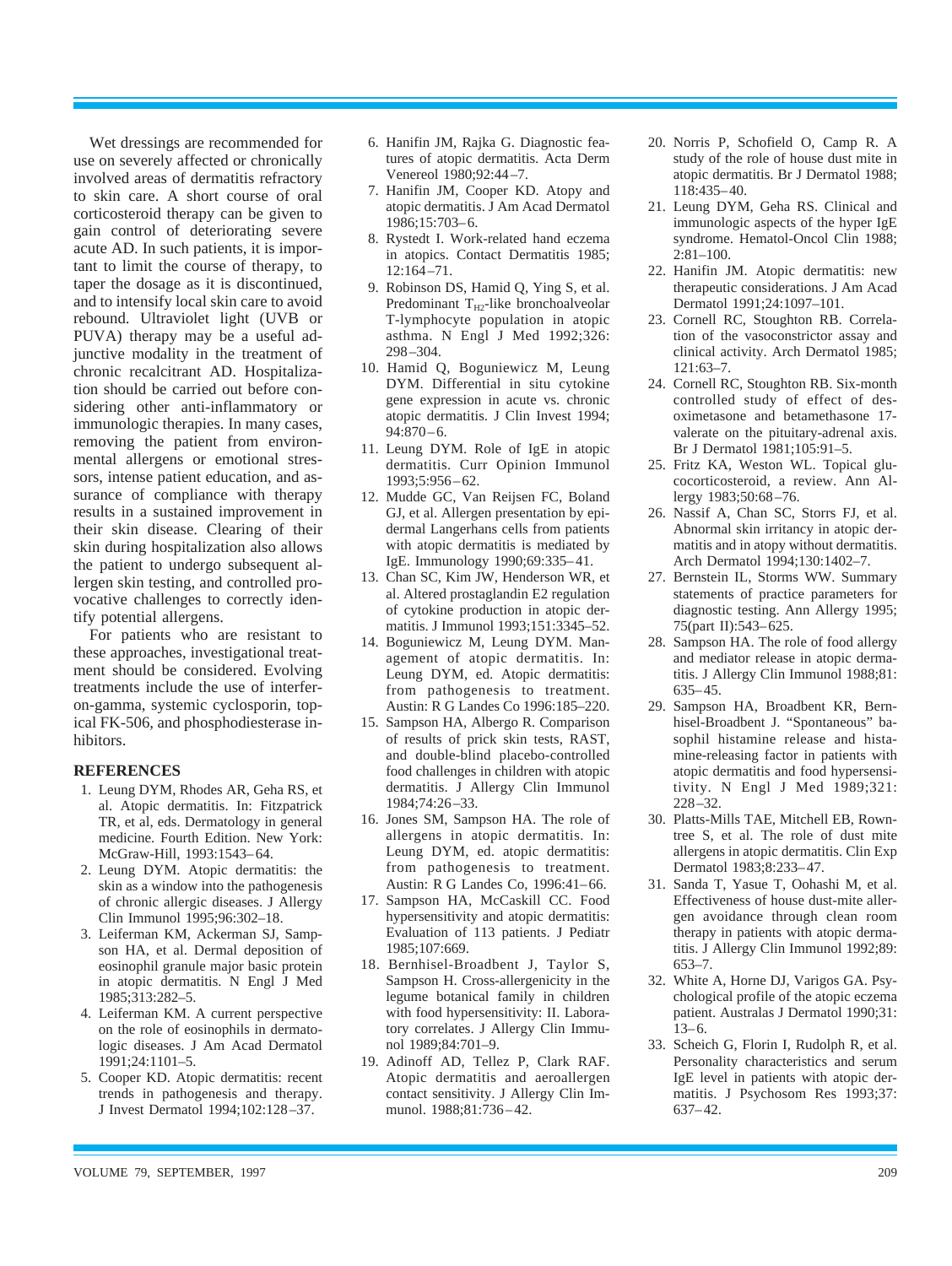Wet dressings are recommended for use on severely affected or chronically involved areas of dermatitis refractory to skin care. A short course of oral corticosteroid therapy can be given to gain control of deteriorating severe acute AD. In such patients, it is important to limit the course of therapy, to taper the dosage as it is discontinued, and to intensify local skin care to avoid rebound. Ultraviolet light (UVB or PUVA) therapy may be a useful adjunctive modality in the treatment of chronic recalcitrant AD. Hospitalization should be carried out before considering other anti-inflammatory or immunologic therapies. In many cases, removing the patient from environmental allergens or emotional stressors, intense patient education, and assurance of compliance with therapy results in a sustained improvement in their skin disease. Clearing of their skin during hospitalization also allows the patient to undergo subsequent allergen skin testing, and controlled provocative challenges to correctly identify potential allergens.

For patients who are resistant to these approaches, investigational treatment should be considered. Evolving treatments include the use of interferon-gamma, systemic cyclosporin, topical FK-506, and phosphodiesterase inhibitors.

## REFERENCES

1. Leung DYM, Rhodes AR, Geha RS, et al. Atopic dermatitis. In: Fitzpatrick TR, et al, eds. Dermatology in general medicine. Fourth Edition. New York: McGraw-Hill, 1993:1543–64.
2. Leung DYM. Atopic dermatitis: the skin as a window into the pathogenesis of chronic allergic diseases. J Allergy Clin Immunol 1995;96:302–18.
3. Leiferman KM, Ackerman SJ, Sampson HA, et al. Dermal deposition of eosinophil granule major basic protein in atopic dermatitis. N Engl J Med 1985;313:282–5.
4. Leiferman KM. A current perspective on the role of eosinophils in dermatologic diseases. J Am Acad Dermatol 1991;24:1101–5.
5. Cooper KD. Atopic dermatitis: recent trends in pathogenesis and therapy. J Invest Dermatol 1994;102:128–37.
6. Hanifin JM, Rajka G. Diagnostic features of atopic dermatitis. Acta Derm Venereol 1980;92:44–7.
7. Hanifin JM, Cooper KD. Atopy and atopic dermatitis. J Am Acad Dermatol 1986;15:703–6.
8. Rystedt I. Work-related hand eczema in atopics. Contact Dermatitis 1985; 12:164–71.
9. Robinson DS, Hamid Q, Ying S, et al. Predominant $T_{H2}$-like bronchoalveolar T-lymphocyte population in atopic asthma. N Engl J Med 1992;326: 298–304.
10. Hamid Q, Boguniewicz M, Leung DYM. Differential in situ cytokine gene expression in acute vs. chronic atopic dermatitis. J Clin Invest 1994; 94:870–6.
11. Leung DYM. Role of IgE in atopic dermatitis. Curr Opinion Immunol 1993;5:956–62.
12. Mudde GC, Van Reijsen FC, Boland GJ, et al. Allergen presentation by epidermal Langerhans cells from patients with atopic dermatitis is mediated by IgE. Immunology 1990;69:335–41.
13. Chan SC, Kim JW, Henderson WR, et al. Altered prostaglandin E2 regulation of cytokine production in atopic dermatitis. J Immunol 1993;151:3345–52.
14. Boguniewicz M, Leung DYM. Management of atopic dermatitis. In: Leung DYM, ed. Atopic dermatitis: from pathogenesis to treatment. Austin: R G Landes Co 1996:185–220.
15. Sampson HA, Albergo R. Comparison of results of prick skin tests, RAST, and double-blind placebo-controlled food challenges in children with atopic dermatitis. J Allergy Clin Immunol 1984;74:26–33.
16. Jones SM, Sampson HA. The role of allergens in atopic dermatitis. In: Leung DYM, ed. atopic dermatitis: from pathogenesis to treatment. Austin: R G Landes Co, 1996:41–66.
17. Sampson HA, McCaskill CC. Food hypersensitivity and atopic dermatitis: Evaluation of 113 patients. J Pediatr 1985;107:669.
18. Bernhisel-Broadbent J, Taylor S, Sampson H. Cross-allergenicity in the legume botanical family in children with food hypersensitivity: II. Laboratory correlates. J Allergy Clin Immunol 1989;84:701–9.
19. Adinoff AD, Tellez P, Clark RAF. Atopic dermatitis and aeroallergen contact sensitivity. J Allergy Clin Immunol. 1988;81:736–42.
20. Norris P, Schofield O, Camp R. A study of the role of house dust mite in atopic dermatitis. Br J Dermatol 1988; 118:435–40.
21. Leung DYM, Geha RS. Clinical and immunologic aspects of the hyper IgE syndrome. Hematol-Oncol Clin 1988; 2:81–100.
22. Hanifin JM. Atopic dermatitis: new therapeutic considerations. J Am Acad Dermatol 1991;24:1097–101.
23. Cornell RC, Stoughton RB. Correlation of the vasoconstrictor assay and clinical activity. Arch Dermatol 1985; 121:63–7.
24. Cornell RC, Stoughton RB. Six-month controlled study of effect of desoximetasone and betamethasone 17-valerate on the pituitary-adrenal axis. Br J Dermatol 1981;105:91–5.
25. Fritz KA, Weston WL. Topical glucocorticosteroid, a review. Ann Allergy 1983;50:68–76.
26. Nassif A, Chan SC, Storrs FJ, et al. Abnormal skin irritancy in atopic dermatitis and in atopy without dermatitis. Arch Dermatol 1994;130:1402–7.
27. Bernstein IL, Storms WW. Summary statements of practice parameters for diagnostic testing. Ann Allergy 1995; 75(part II):543–625.
28. Sampson HA. The role of food allergy and mediator release in atopic dermatitis. J Allergy Clin Immunol 1988;81: 635–45.
29. Sampson HA, Broadbent KR, Bernhisel-Broadbent J. "Spontaneous" basophil histamine release and histamine-releasing factor in patients with atopic dermatitis and food hypersensitivity. N Engl J Med 1989;321: 228–32.
30. Platts-Mills TAE, Mitchell EB, Rowntree S, et al. The role of dust mite allergens in atopic dermatitis. Clin Exp Dermatol 1983;8:233–47.
31. Sanda T, Yasue T, Oohashi M, et al. Effectiveness of house dust-mite allergen avoidance through clean room therapy in patients with atopic dermatitis. J Allergy Clin Immunol 1992;89: 653–7.
32. White A, Horne DJ, Varigos GA. Psychological profile of the atopic eczema patient. Australas J Dermatol 1990;31: 13–6.
33. Scheich G, Florin I, Rudolph R, et al. Personality characteristics and serum IgE level in patients with atopic dermatitis. J Psychosom Res 1993;37: 637–42.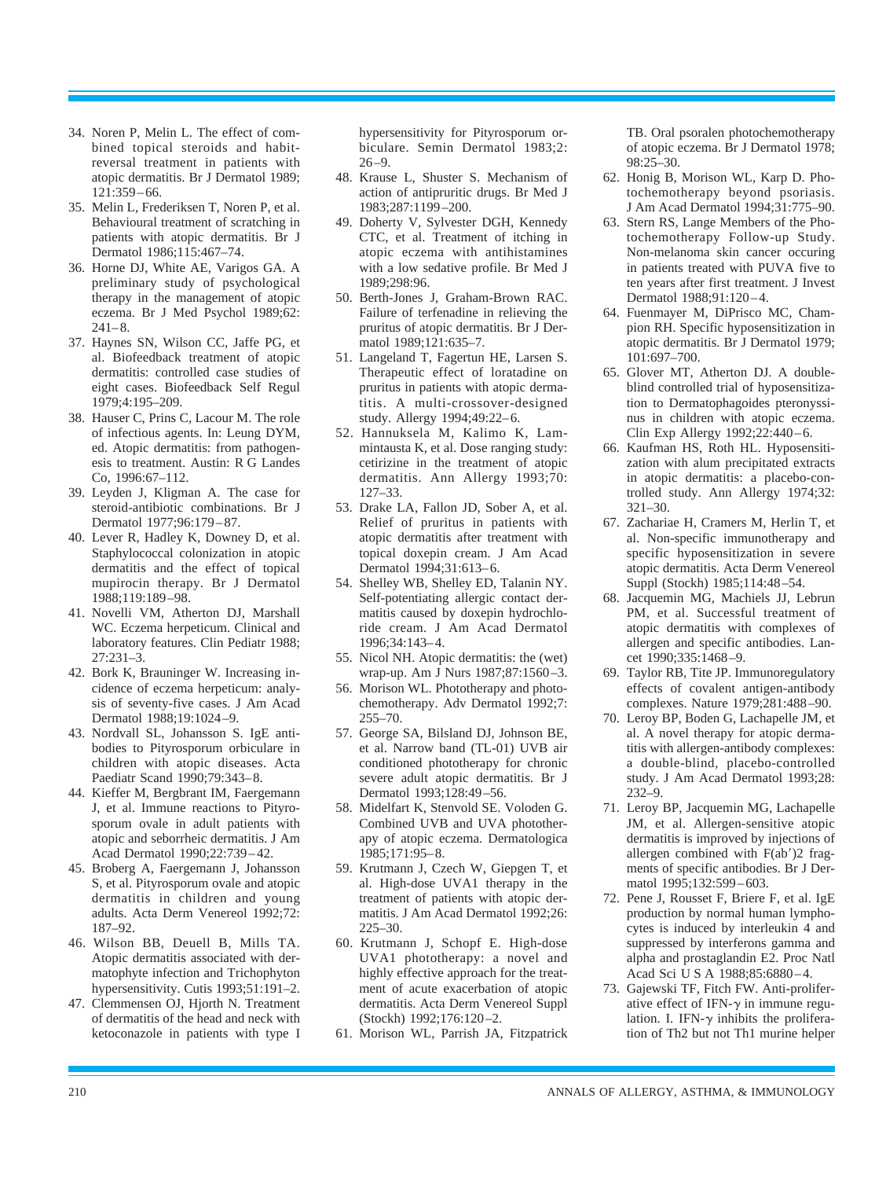34. Noren P, Melin L. The effect of combined topical steroids and habit-reversal treatment in patients with atopic dermatitis. Br J Dermatol 1989; 121:359–66.
35. Melin L, Frederiksen T, Noren P, et al. Behavioural treatment of scratching in patients with atopic dermatitis. Br J Dermatol 1986;115:467–74.
36. Horne DJ, White AE, Varigos GA. A preliminary study of psychological therapy in the management of atopic eczema. Br J Med Psychol 1989;62: 241–8.
37. Haynes SN, Wilson CC, Jaffe PG, et al. Biofeedback treatment of atopic dermatitis: controlled case studies of eight cases. Biofeedback Self Regul 1979;4:195–209.
38. Hauser C, Prins C, Lacour M. The role of infectious agents. In: Leung DYM, ed. Atopic dermatitis: from pathogenesis to treatment. Austin: R G Landes Co, 1996:67–112.
39. Leyden J, Kligman A. The case for steroid-antibiotic combinations. Br J Dermatol 1977;96:179–87.
40. Lever R, Hadley K, Downey D, et al. Staphylococcal colonization in atopic dermatitis and the effect of topical mupirocin therapy. Br J Dermatol 1988;119:189–98.
41. Novelli VM, Atherton DJ, Marshall WC. Eczema herpeticum. Clinical and laboratory features. Clin Pediatr 1988; 27:231–3.
42. Bork K, Brauninger W. Increasing incidence of eczema herpeticum: analysis of seventy-five cases. J Am Acad Dermatol 1988;19:1024–9.
43. Nordvall SL, Johansson S. IgE antibodies to Pityrosporum orbiculare in children with atopic diseases. Acta Paediatr Scand 1990;79:343–8.
44. Kieffer M, Bergbrant IM, Faergemann J, et al. Immune reactions to Pityrosporum ovale in adult patients with atopic and seborrheic dermatitis. J Am Acad Dermatol 1990;22:739–42.
45. Broberg A, Faergemann J, Johansson S, et al. Pityrosporum ovale and atopic dermatitis in children and young adults. Acta Derm Venereol 1992;72: 187–92.
46. Wilson BB, Deuell B, Mills TA. Atopic dermatitis associated with dermatophyte infection and Trichophyton hypersensitivity. Cutis 1993;51:191–2.
47. Clemmensen OJ, Hjorth N. Treatment of dermatitis of the head and neck with ketoconazole in patients with type I hypersensitivity for Pityrosporum orbiculare. Semin Dermatol 1983;2: 26–9.
48. Krause L, Shuster S. Mechanism of action of antipruritic drugs. Br Med J 1983;287:1199–200.
49. Doherty V, Sylvester DGH, Kennedy CTC, et al. Treatment of itching in atopic eczema with antihistamines with a low sedative profile. Br Med J 1989;298:96.
50. Berth-Jones J, Graham-Brown RAC. Failure of terfenadine in relieving the pruritus of atopic dermatitis. Br J Dermatol 1989;121:635–7.
51. Langeland T, Fagertun HE, Larsen S. Therapeutic effect of loratadine on pruritus in patients with atopic dermatitis. A multi-crossover-designed study. Allergy 1994;49:22–6.
52. Hannuksela M, Kalimo K, Lammintausta K, et al. Dose ranging study: cetirizine in the treatment of atopic dermatitis. Ann Allergy 1993;70: 127–33.
53. Drake LA, Fallon JD, Sober A, et al. Relief of pruritus in patients with atopic dermatitis after treatment with topical doxepin cream. J Am Acad Dermatol 1994;31:613–6.
54. Shelley WB, Shelley ED, Talanin NY. Self-potentiating allergic contact dermatitis caused by doxepin hydrochloride cream. J Am Acad Dermatol 1996;34:143–4.
55. Nicol NH. Atopic dermatitis: the (wet) wrap-up. Am J Nurs 1987;87:1560–3.
56. Morison WL. Phototherapy and photochemotherapy. Adv Dermatol 1992;7: 255–70.
57. George SA, Bilsland DJ, Johnson BE, et al. Narrow band (TL-01) UVB air conditioned phototherapy for chronic severe adult atopic dermatitis. Br J Dermatol 1993;128:49–56.
58. Midelfart K, Stenvold SE. Voloden G. Combined UVB and UVA phototherapy of atopic eczema. Dermatologica 1985;171:95–8.
59. Krutmann J, Czech W, Giepgen T, et al. High-dose UVA1 therapy in the treatment of patients with atopic dermatitis. J Am Acad Dermatol 1992;26: 225–30.
60. Krutmann J, Schopf E. High-dose UVA1 phototherapy: a novel and highly effective approach for the treatment of acute exacerbation of atopic dermatitis. Acta Derm Venereol Suppl (Stockh) 1992;176:120–2.
61. Morison WL, Parrish JA, Fitzpatrick TB. Oral psoralen photochemotherapy of atopic eczema. Br J Dermatol 1978; 98:25–30.
62. Honig B, Morison WL, Karp D. Photochemotherapy beyond psoriasis. J Am Acad Dermatol 1994;31:775–90.
63. Stern RS, Lange Members of the Photochemotherapy Follow-up Study. Non-melanoma skin cancer occuring in patients treated with PUVA five to ten years after first treatment. J Invest Dermatol 1988;91:120–4.
64. Fuenmayer M, DiPrisco MC, Champion RH. Specific hyposensitization in atopic dermatitis. Br J Dermatol 1979; 101:697–700.
65. Glover MT, Atherton DJ. A double-blind controlled trial of hyposensitization to Dermatophagoides pteronyssinus in children with atopic eczema. Clin Exp Allergy 1992;22:440–6.
66. Kaufman HS, Roth HL. Hyposensitization with alum precipitated extracts in atopic dermatitis: a placebo-controlled study. Ann Allergy 1974;32: 321–30.
67. Zachariae H, Cramers M, Herlin T, et al. Non-specific immunotherapy and specific hyposensitization in severe atopic dermatitis. Acta Derm Venereol Suppl (Stockh) 1985;114:48–54.
68. Jacquemin MG, Machiels JJ, Lebrun PM, et al. Successful treatment of atopic dermatitis with complexes of allergen and specific antibodies. Lancet 1990;335:1468–9.
69. Taylor RB, Tite JP. Immunoregulatory effects of covalent antigen-antibody complexes. Nature 1979;281:488–90.
70. Leroy BP, Boden G, Lachapelle JM, et al. A novel therapy for atopic dermatitis with allergen-antibody complexes: a double-blind, placebo-controlled study. J Am Acad Dermatol 1993;28: 232–9.
71. Leroy BP, Jacquemin MG, Lachapelle JM, et al. Allergen-sensitive atopic dermatitis is improved by injections of allergen combined with F(ab′)2 fragments of specific antibodies. Br J Dermatol 1995;132:599–603.
72. Pene J, Rousset F, Briere F, et al. IgE production by normal human lymphocytes is induced by interleukin 4 and suppressed by interferons gamma and alpha and prostaglandin E2. Proc Natl Acad Sci U S A 1988;85:6880–4.
73. Gajewski TF, Fitch FW. Anti-proliferative effect of IFN-$\gamma$ in immune regulation. I. IFN-$\gamma$ inhibits the proliferation of Th2 but not Th1 murine helper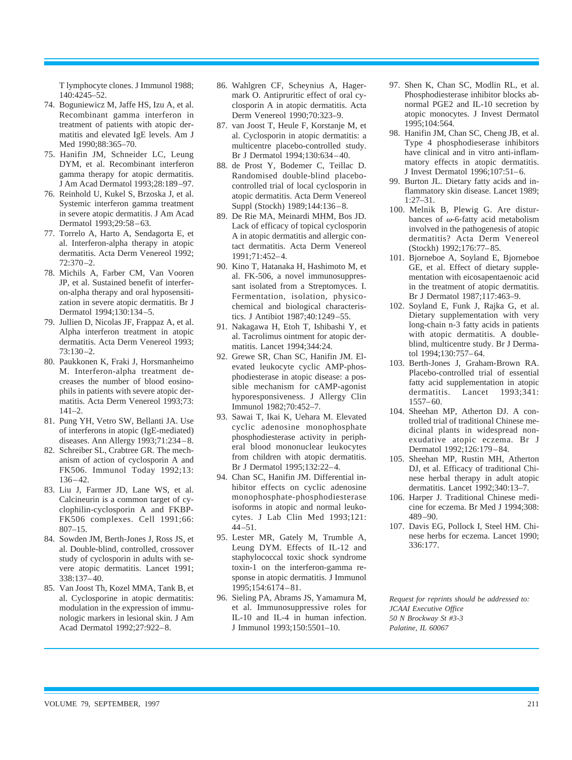T lymphocyte clones. J Immunol 1988; 140:4245–52.

74. Boguniewicz M, Jaffe HS, Izu A, et al. Recombinant gamma interferon in treatment of patients with atopic dermatitis and elevated IgE levels. Am J Med 1990;88:365–70.
75. Hanifin JM, Schneider LC, Leung DYM, et al. Recombinant interferon gamma therapy for atopic dermatitis. J Am Acad Dermatol 1993;28:189–97.
76. Reinhold U, Kukel S, Brzoska J, et al. Systemic interferon gamma treatment in severe atopic dermatitis. J Am Acad Dermatol 1993;29:58–63.
77. Torrelo A, Harto A, Sendagorta E, et al. Interferon-alpha therapy in atopic dermatitis. Acta Derm Venereol 1992; 72:370–2.
78. Michils A, Farber CM, Van Vooren JP, et al. Sustained benefit of interferon-alpha therapy and oral hyposensitization in severe atopic dermatitis. Br J Dermatol 1994;130:134–5.
79. Jullien D, Nicolas JF, Frappaz A, et al. Alpha interferon treatment in atopic dermatitis. Acta Derm Venereol 1993; 73:130–2.
80. Paukkonen K, Fraki J, Horsmanheimo M. Interferon-alpha treatment decreases the number of blood eosinophils in patients with severe atopic dermatitis. Acta Derm Venereol 1993;73: 141–2.
81. Pung YH, Vetro SW, Bellanti JA. Use of interferons in atopic (IgE-mediated) diseases. Ann Allergy 1993;71:234–8.
82. Schreiber SL, Crabtree GR. The mechanism of action of cyclosporin A and FK506. Immunol Today 1992;13: 136–42.
83. Liu J, Farmer JD, Lane WS, et al. Calcineurin is a common target of cyclophilin-cyclosporin A and FKBP-FK506 complexes. Cell 1991;66: 807–15.
84. Sowden JM, Berth-Jones J, Ross JS, et al. Double-blind, controlled, crossover study of cyclosporin in adults with severe atopic dermatitis. Lancet 1991; 338:137–40.
85. Van Joost Th, Kozel MMA, Tank B, et al. Cyclosporine in atopic dermatitis: modulation in the expression of immunologic markers in lesional skin. J Am Acad Dermatol 1992;27:922–8.
86. Wahlgren CF, Scheynius A, Hagermark O. Antipruritic effect of oral cyclosporin A in atopic dermatitis. Acta Derm Venereol 1990;70:323–9.
87. van Joost T, Heule F, Korstanje M, et al. Cyclosporin in atopic dermatitis: a multicentre placebo-controlled study. Br J Dermatol 1994;130:634–40.
88. de Prost Y, Bodemer C, Teillac D. Randomised double-blind placebo-controlled trial of local cyclosporin in atopic dermatitis. Acta Derm Venereol Suppl (Stockh) 1989;144:136–8.
89. De Rie MA, Meinardi MHM, Bos JD. Lack of efficacy of topical cyclosporin A in atopic dermatitis and allergic contact dermatitis. Acta Derm Venereol 1991;71:452–4.
90. Kino T, Hatanaka H, Hashimoto M, et al. FK-506, a novel immunosuppressant isolated from a Streptomyces. I. Fermentation, isolation, physico-chemical and biological characteristics. J Antibiot 1987;40:1249–55.
91. Nakagawa H, Etoh T, Ishibashi Y, et al. Tacrolimus ointment for atopic dermatitis. Lancet 1994;344:24.
92. Grewe SR, Chan SC, Hanifin JM. Elevated leukocyte cyclic AMP-phosphodiesterase in atopic disease: a possible mechanism for cAMP-agonist hyporesponsiveness. J Allergy Clin Immunol 1982;70:452–7.
93. Sawai T, Ikai K, Uehara M. Elevated cyclic adenosine monophosphate phosphodiesterase activity in peripheral blood mononuclear leukocytes from children with atopic dermatitis. Br J Dermatol 1995;132:22–4.
94. Chan SC, Hanifin JM. Differential inhibitor effects on cyclic adenosine monophosphate-phosphodiesterase isoforms in atopic and normal leukocytes. J Lab Clin Med 1993;121: 44–51.
95. Lester MR, Gately M, Trumble A, Leung DYM. Effects of IL-12 and staphylococcal toxic shock syndrome toxin-1 on the interferon-gamma response in atopic dermatitis. J Immunol 1995;154:6174–81.
96. Sieling PA, Abrams JS, Yamamura M, et al. Immunosuppressive roles for IL-10 and IL-4 in human infection. J Immunol 1993;150:5501–10.
97. Shen K, Chan SC, Modlin RL, et al. Phosphodiesterase inhibitor blocks abnormal PGE2 and IL-10 secretion by atopic monocytes. J Invest Dermatol 1995;104:564.
98. Hanifin JM, Chan SC, Cheng JB, et al. Type 4 phosphodieserase inhibitors have clinical and in vitro anti-inflammatory effects in atopic dermatitis. J Invest Dermatol 1996;107:51–6.
99. Burton JL. Dietary fatty acids and inflammatory skin disease. Lancet 1989; 1:27–31.
100. Melnik B, Plewig G. Are disturbances of ω-6-fatty acid metabolism involved in the pathogenesis of atopic dermatitis? Acta Derm Venereol (Stockh) 1992;176:77–85.
101. Bjorneboe A, Soyland E, Bjorneboe GE, et al. Effect of dietary supplementation with eicosapentaenoic acid in the treatment of atopic dermatitis. Br J Dermatol 1987;117:463–9.
102. Soyland E, Funk J, Rajka G, et al. Dietary supplementation with very long-chain n-3 fatty acids in patients with atopic dermatitis. A double-blind, multicentre study. Br J Dermatol 1994;130:757–64.
103. Berth-Jones J, Graham-Brown RA. Placebo-controlled trial of essential fatty acid supplementation in atopic dermatitis. Lancet 1993;341: 1557–60.
104. Sheehan MP, Atherton DJ. A controlled trial of traditional Chinese medicinal plants in widespread non-exudative atopic eczema. Br J Dermatol 1992;126:179–84.
105. Sheehan MP, Rustin MH, Atherton DJ, et al. Efficacy of traditional Chinese herbal therapy in adult atopic dermatitis. Lancet 1992;340:13–7.
106. Harper J. Traditional Chinese medicine for eczema. Br Med J 1994;308: 489–90.
107. Davis EG, Pollock I, Steel HM. Chinese herbs for eczema. Lancet 1990; 336:177.

*Request for reprints should be addressed to:*
*JCAAI Executive Office*
*50 N Brockway St #3-3*
*Palatine, IL 60067*